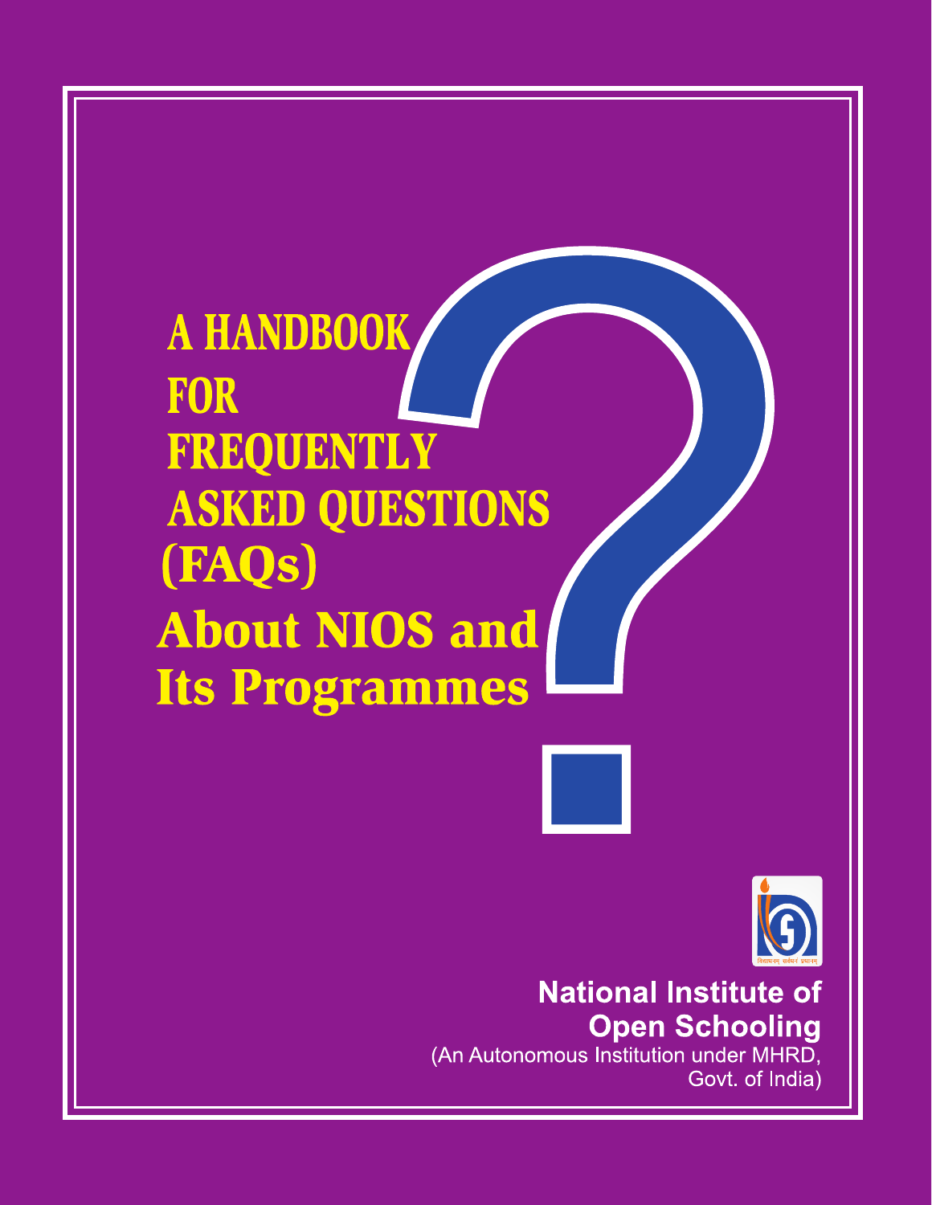# A HANDBOOK FOR FREQUENTLY ASKED QUESTIONS (FAQs) About NIOS and Its Programmes

**National Institute of Open Schooling**

(An Autonomous Institution under MHRD, Govt. of India)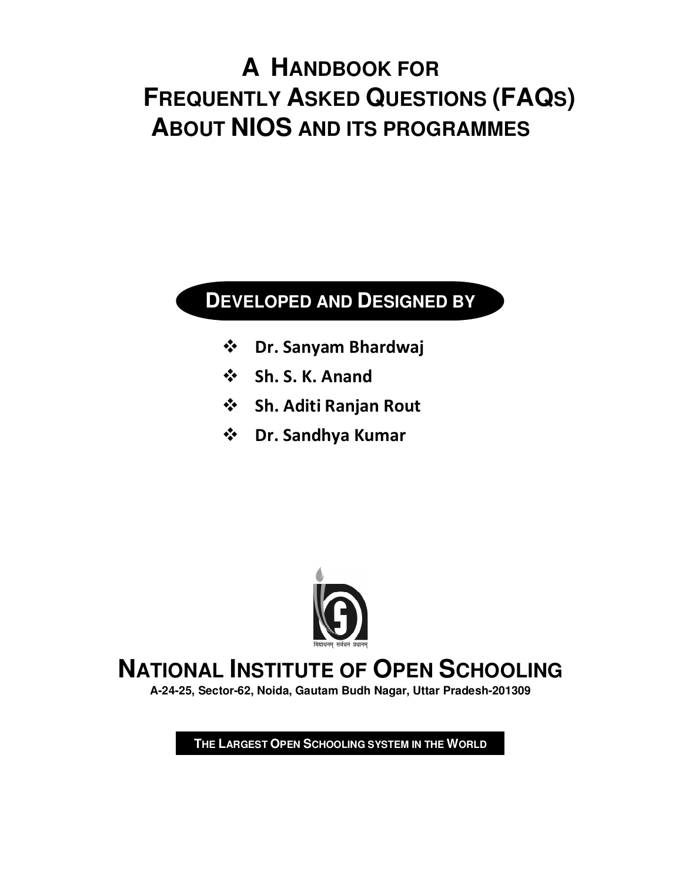# A Handbook for Frequently Asked Questions (FAQs) About NIOS and its Programmes

## Developed and Designed by

- Dr. Sanyam Bhardwaj
- Sh. S. K. Anand
- Sh. Aditi Ranjan Rout
- Dr. Sandhya Kumar

विद्याधनम् सर्वधन प्रधानम्

# National Institute of Open Schooling

**A-24-25, Sector-62, Noida, Gautam Budh Nagar, Uttar Pradesh-201309**

**The Largest Open Schooling System in the World**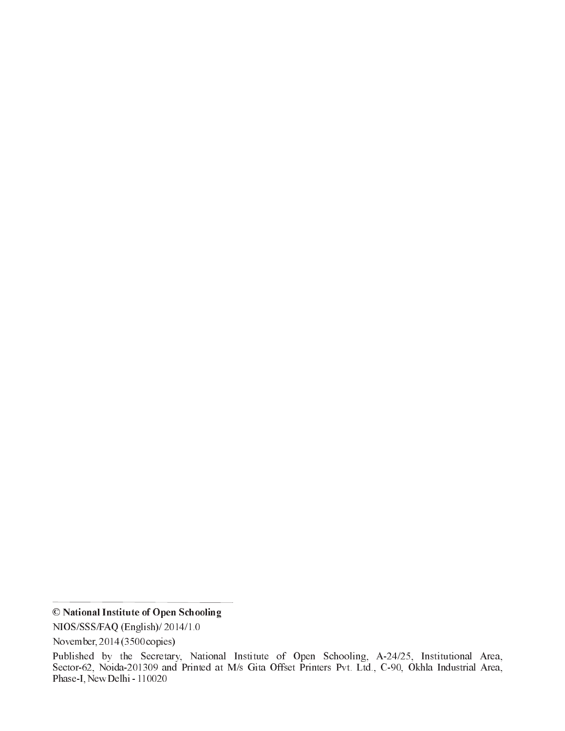---

**© National Institute of Open Schooling**

NIOS/SSS/FAQ (English)/ 2014/1.0

November, 2014 (3500 copies)

Published by the Secretary, National Institute of Open Schooling, A-24/25, Institutional Area, Sector-62, Noida-201309 and Printed at M/s Gita Offset Printers Pvt. Ltd., C-90, Okhla Industrial Area, Phase-I, New Delhi - 110020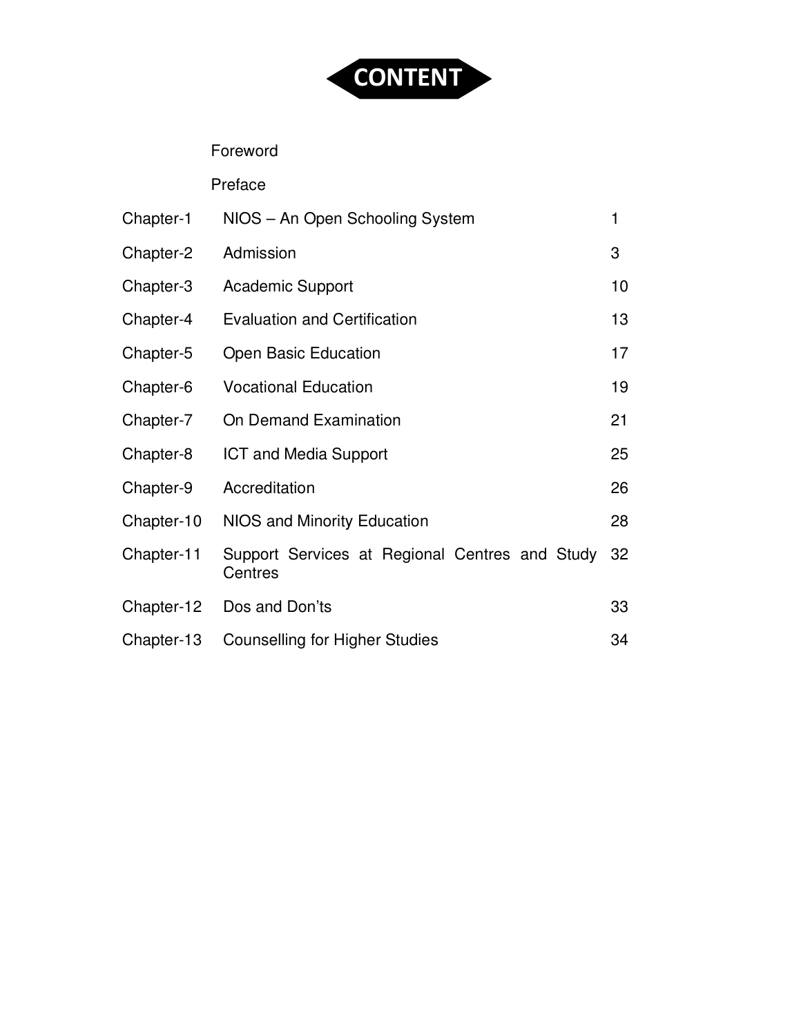# CONTENT

| | | |
|---|---|---|
| | Foreword | |
| | Preface | |
| Chapter-1 | NIOS – An Open Schooling System | 1 |
| Chapter-2 | Admission | 3 |
| Chapter-3 | Academic Support | 10 |
| Chapter-4 | Evaluation and Certification | 13 |
| Chapter-5 | Open Basic Education | 17 |
| Chapter-6 | Vocational Education | 19 |
| Chapter-7 | On Demand Examination | 21 |
| Chapter-8 | ICT and Media Support | 25 |
| Chapter-9 | Accreditation | 26 |
| Chapter-10 | NIOS and Minority Education | 28 |
| Chapter-11 | Support Services at Regional Centres and Study Centres | 32 |
| Chapter-12 | Dos and Don'ts | 33 |
| Chapter-13 | Counselling for Higher Studies | 34 |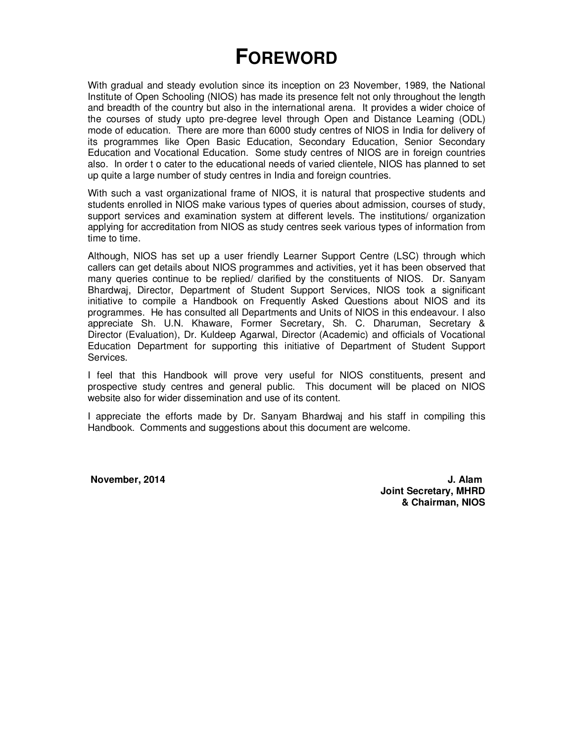# FOREWORD

With gradual and steady evolution since its inception on 23 November, 1989, the National Institute of Open Schooling (NIOS) has made its presence felt not only throughout the length and breadth of the country but also in the international arena. It provides a wider choice of the courses of study upto pre-degree level through Open and Distance Learning (ODL) mode of education. There are more than 6000 study centres of NIOS in India for delivery of its programmes like Open Basic Education, Secondary Education, Senior Secondary Education and Vocational Education. Some study centres of NIOS are in foreign countries also. In order t o cater to the educational needs of varied clientele, NIOS has planned to set up quite a large number of study centres in India and foreign countries.

With such a vast organizational frame of NIOS, it is natural that prospective students and students enrolled in NIOS make various types of queries about admission, courses of study, support services and examination system at different levels. The institutions/ organization applying for accreditation from NIOS as study centres seek various types of information from time to time.

Although, NIOS has set up a user friendly Learner Support Centre (LSC) through which callers can get details about NIOS programmes and activities, yet it has been observed that many queries continue to be replied/ clarified by the constituents of NIOS. Dr. Sanyam Bhardwaj, Director, Department of Student Support Services, NIOS took a significant initiative to compile a Handbook on Frequently Asked Questions about NIOS and its programmes. He has consulted all Departments and Units of NIOS in this endeavour. I also appreciate Sh. U.N. Khaware, Former Secretary, Sh. C. Dharuman, Secretary & Director (Evaluation), Dr. Kuldeep Agarwal, Director (Academic) and officials of Vocational Education Department for supporting this initiative of Department of Student Support Services.

I feel that this Handbook will prove very useful for NIOS constituents, present and prospective study centres and general public. This document will be placed on NIOS website also for wider dissemination and use of its content.

I appreciate the efforts made by Dr. Sanyam Bhardwaj and his staff in compiling this Handbook. Comments and suggestions about this document are welcome.

**November, 2014**

**J. Alam**
**Joint Secretary, MHRD**
**& Chairman, NIOS**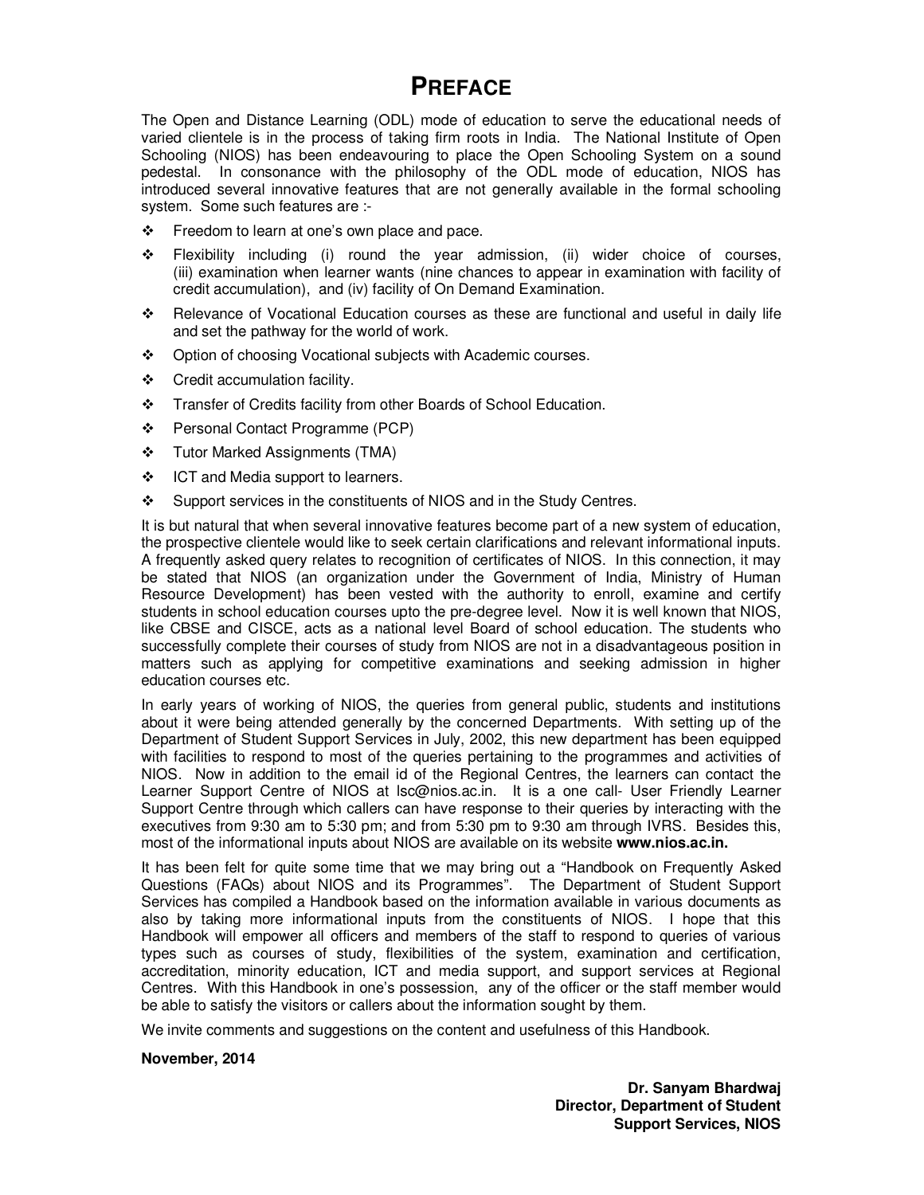# PREFACE

The Open and Distance Learning (ODL) mode of education to serve the educational needs of varied clientele is in the process of taking firm roots in India. The National Institute of Open Schooling (NIOS) has been endeavouring to place the Open Schooling System on a sound pedestal. In consonance with the philosophy of the ODL mode of education, NIOS has introduced several innovative features that are not generally available in the formal schooling system. Some such features are :-

- Freedom to learn at one's own place and pace.
- Flexibility including (i) round the year admission, (ii) wider choice of courses, (iii) examination when learner wants (nine chances to appear in examination with facility of credit accumulation), and (iv) facility of On Demand Examination.
- Relevance of Vocational Education courses as these are functional and useful in daily life and set the pathway for the world of work.
- Option of choosing Vocational subjects with Academic courses.
- Credit accumulation facility.
- Transfer of Credits facility from other Boards of School Education.
- Personal Contact Programme (PCP)
- Tutor Marked Assignments (TMA)
- ICT and Media support to learners.
- Support services in the constituents of NIOS and in the Study Centres.

It is but natural that when several innovative features become part of a new system of education, the prospective clientele would like to seek certain clarifications and relevant informational inputs. A frequently asked query relates to recognition of certificates of NIOS. In this connection, it may be stated that NIOS (an organization under the Government of India, Ministry of Human Resource Development) has been vested with the authority to enroll, examine and certify students in school education courses upto the pre-degree level. Now it is well known that NIOS, like CBSE and CISCE, acts as a national level Board of school education. The students who successfully complete their courses of study from NIOS are not in a disadvantageous position in matters such as applying for competitive examinations and seeking admission in higher education courses etc.

In early years of working of NIOS, the queries from general public, students and institutions about it were being attended generally by the concerned Departments. With setting up of the Department of Student Support Services in July, 2002, this new department has been equipped with facilities to respond to most of the queries pertaining to the programmes and activities of NIOS. Now in addition to the email id of the Regional Centres, the learners can contact the Learner Support Centre of NIOS at lsc@nios.ac.in. It is a one call- User Friendly Learner Support Centre through which callers can have response to their queries by interacting with the executives from 9:30 am to 5:30 pm; and from 5:30 pm to 9:30 am through IVRS. Besides this, most of the informational inputs about NIOS are available on its website **www.nios.ac.in.**

It has been felt for quite some time that we may bring out a "Handbook on Frequently Asked Questions (FAQs) about NIOS and its Programmes". The Department of Student Support Services has compiled a Handbook based on the information available in various documents as also by taking more informational inputs from the constituents of NIOS. I hope that this Handbook will empower all officers and members of the staff to respond to queries of various types such as courses of study, flexibilities of the system, examination and certification, accreditation, minority education, ICT and media support, and support services at Regional Centres. With this Handbook in one's possession, any of the officer or the staff member would be able to satisfy the visitors or callers about the information sought by them.

We invite comments and suggestions on the content and usefulness of this Handbook.

**November, 2014**

**Dr. Sanyam Bhardwaj**
**Director, Department of Student Support Services, NIOS**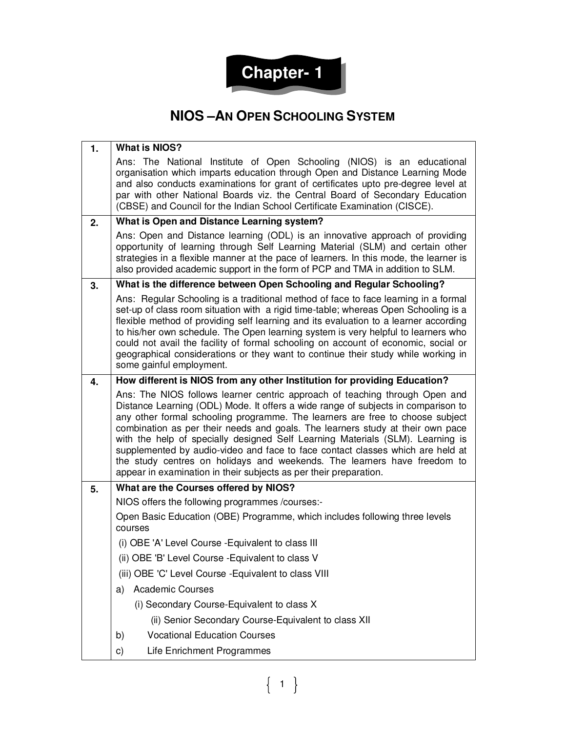# Chapter- 1

## NIOS – AN OPEN SCHOOLING SYSTEM

| | |
|---|---|
| **1.** | **What is NIOS?**<br>Ans: The National Institute of Open Schooling (NIOS) is an educational organisation which imparts education through Open and Distance Learning Mode and also conducts examinations for grant of certificates upto pre-degree level at par with other National Boards viz. the Central Board of Secondary Education (CBSE) and Council for the Indian School Certificate Examination (CISCE). |
| **2.** | **What is Open and Distance Learning system?**<br>Ans: Open and Distance learning (ODL) is an innovative approach of providing opportunity of learning through Self Learning Material (SLM) and certain other strategies in a flexible manner at the pace of learners. In this mode, the learner is also provided academic support in the form of PCP and TMA in addition to SLM. |
| **3.** | **What is the difference between Open Schooling and Regular Schooling?**<br>Ans: Regular Schooling is a traditional method of face to face learning in a formal set-up of class room situation with a rigid time-table; whereas Open Schooling is a flexible method of providing self learning and its evaluation to a learner according to his/her own schedule. The Open learning system is very helpful to learners who could not avail the facility of formal schooling on account of economic, social or geographical considerations or they want to continue their study while working in some gainful employment. |
| **4.** | **How different is NIOS from any other Institution for providing Education?**<br>Ans: The NIOS follows learner centric approach of teaching through Open and Distance Learning (ODL) Mode. It offers a wide range of subjects in comparison to any other formal schooling programme. The learners are free to choose subject combination as per their needs and goals. The learners study at their own pace with the help of specially designed Self Learning Materials (SLM). Learning is supplemented by audio-video and face to face contact classes which are held at the study centres on holidays and weekends. The learners have freedom to appear in examination in their subjects as per their preparation. |
| **5.** | **What are the Courses offered by NIOS?**<br>NIOS offers the following programmes /courses:-<br>Open Basic Education (OBE) Programme, which includes following three levels courses<br>(i) OBE 'A' Level Course -Equivalent to class III<br>(ii) OBE 'B' Level Course -Equivalent to class V<br>(iii) OBE 'C' Level Course -Equivalent to class VIII<br>a) Academic Courses<br>(i) Secondary Course-Equivalent to class X<br>(ii) Senior Secondary Course-Equivalent to class XII<br>b) Vocational Education Courses<br>c) Life Enrichment Programmes |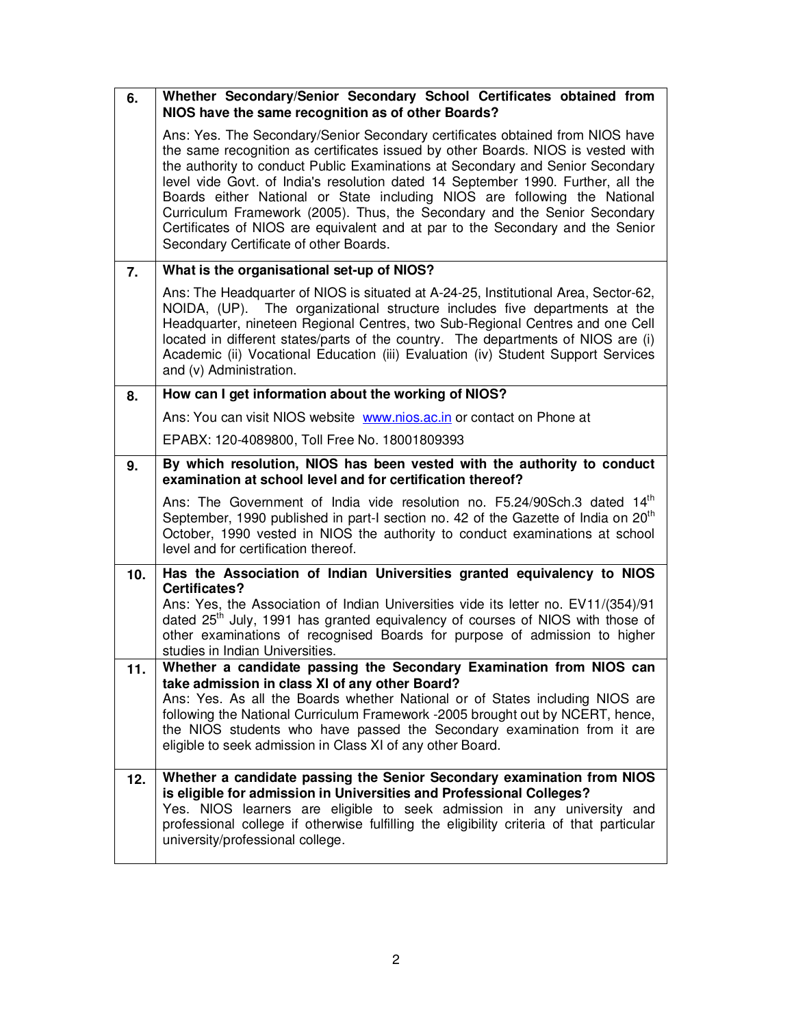| | |
|---|---|
| **6.** | **Whether Secondary/Senior Secondary School Certificates obtained from NIOS have the same recognition as of other Boards?**<br><br>Ans: Yes. The Secondary/Senior Secondary certificates obtained from NIOS have the same recognition as certificates issued by other Boards. NIOS is vested with the authority to conduct Public Examinations at Secondary and Senior Secondary level vide Govt. of India's resolution dated 14 September 1990. Further, all the Boards either National or State including NIOS are following the National Curriculum Framework (2005). Thus, the Secondary and the Senior Secondary Certificates of NIOS are equivalent and at par to the Secondary and the Senior Secondary Certificate of other Boards. |
| **7.** | **What is the organisational set-up of NIOS?**<br><br>Ans: The Headquarter of NIOS is situated at A-24-25, Institutional Area, Sector-62, NOIDA, (UP). The organizational structure includes five departments at the Headquarter, nineteen Regional Centres, two Sub-Regional Centres and one Cell located in different states/parts of the country. The departments of NIOS are (i) Academic (ii) Vocational Education (iii) Evaluation (iv) Student Support Services and (v) Administration. |
| **8.** | **How can I get information about the working of NIOS?**<br><br>Ans: You can visit NIOS website [www.nios.ac.in](http://www.nios.ac.in) or contact on Phone at<br><br>EPABX: 120-4089800, Toll Free No. 18001809393 |
| **9.** | **By which resolution, NIOS has been vested with the authority to conduct examination at school level and for certification thereof?**<br><br>Ans: The Government of India vide resolution no. F5.24/90Sch.3 dated 14th September, 1990 published in part-I section no. 42 of the Gazette of India on 20th October, 1990 vested in NIOS the authority to conduct examinations at school level and for certification thereof. |
| **10.** | **Has the Association of Indian Universities granted equivalency to NIOS Certificates?**<br>Ans: Yes, the Association of Indian Universities vide its letter no. EV11/(354)/91 dated 25th July, 1991 has granted equivalency of courses of NIOS with those of other examinations of recognised Boards for purpose of admission to higher studies in Indian Universities. |
| **11.** | **Whether a candidate passing the Secondary Examination from NIOS can take admission in class XI of any other Board?**<br>Ans: Yes. As all the Boards whether National or of States including NIOS are following the National Curriculum Framework -2005 brought out by NCERT, hence, the NIOS students who have passed the Secondary examination from it are eligible to seek admission in Class XI of any other Board. |
| **12.** | **Whether a candidate passing the Senior Secondary examination from NIOS is eligible for admission in Universities and Professional Colleges?**<br>Yes. NIOS learners are eligible to seek admission in any university and professional college if otherwise fulfilling the eligibility criteria of that particular university/professional college. |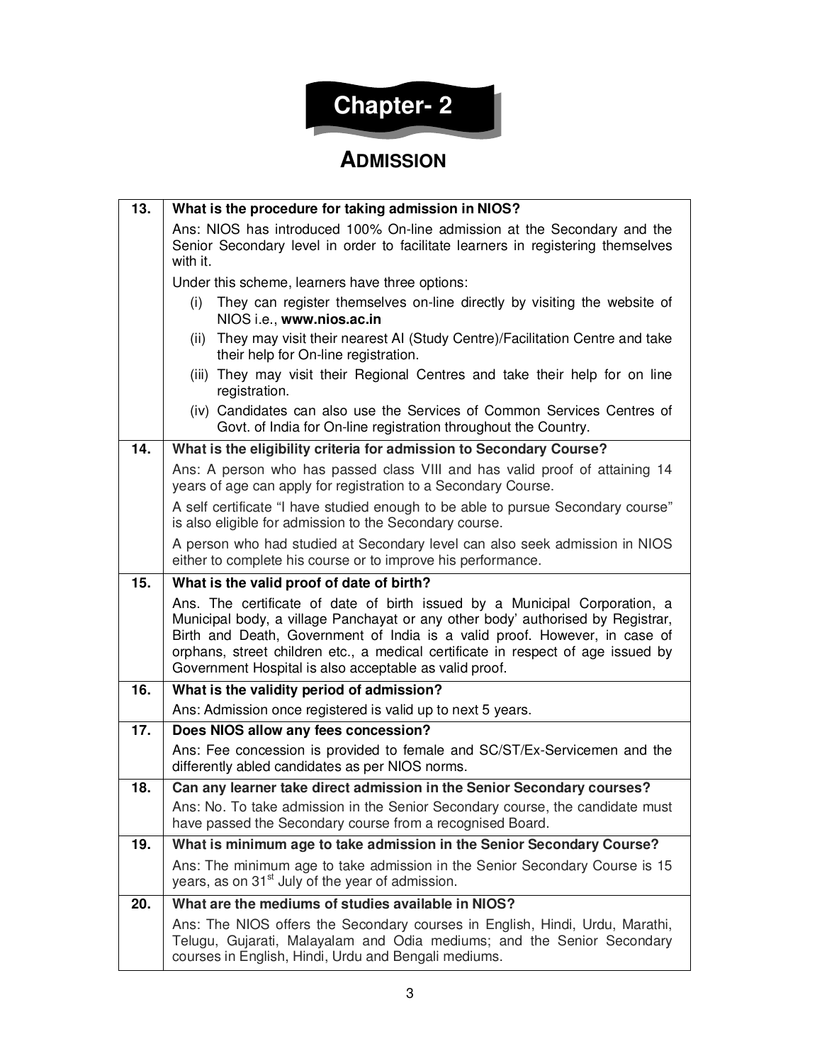# Chapter- 2

## ADMISSION

| | |
|---|---|
| **13.** | **What is the procedure for taking admission in NIOS?** |
| | Ans: NIOS has introduced 100% On-line admission at the Secondary and the Senior Secondary level in order to facilitate learners in registering themselves with it.<br><br>Under this scheme, learners have three options:<br>(i) They can register themselves on-line directly by visiting the website of NIOS i.e., **www.nios.ac.in**<br>(ii) They may visit their nearest AI (Study Centre)/Facilitation Centre and take their help for On-line registration.<br>(iii) They may visit their Regional Centres and take their help for on line registration.<br>(iv) Candidates can also use the Services of Common Services Centres of Govt. of India for On-line registration throughout the Country. |
| **14.** | **What is the eligibility criteria for admission to Secondary Course?** |
| | Ans: A person who has passed class VIII and has valid proof of attaining 14 years of age can apply for registration to a Secondary Course.<br><br>A self certificate "I have studied enough to be able to pursue Secondary course" is also eligible for admission to the Secondary course.<br><br>A person who had studied at Secondary level can also seek admission in NIOS either to complete his course or to improve his performance. |
| **15.** | **What is the valid proof of date of birth?** |
| | Ans. The certificate of date of birth issued by a Municipal Corporation, a Municipal body, a village Panchayat or any other body' authorised by Registrar, Birth and Death, Government of India is a valid proof. However, in case of orphans, street children etc., a medical certificate in respect of age issued by Government Hospital is also acceptable as valid proof. |
| **16.** | **What is the validity period of admission?** |
| | Ans: Admission once registered is valid up to next 5 years. |
| **17.** | **Does NIOS allow any fees concession?** |
| | Ans: Fee concession is provided to female and SC/ST/Ex-Servicemen and the differently abled candidates as per NIOS norms. |
| **18.** | **Can any learner take direct admission in the Senior Secondary courses?** |
| | Ans: No. To take admission in the Senior Secondary course, the candidate must have passed the Secondary course from a recognised Board. |
| **19.** | **What is minimum age to take admission in the Senior Secondary Course?** |
| | Ans: The minimum age to take admission in the Senior Secondary Course is 15 years, as on 31st July of the year of admission. |
| **20.** | **What are the mediums of studies available in NIOS?** |
| | Ans: The NIOS offers the Secondary courses in English, Hindi, Urdu, Marathi, Telugu, Gujarati, Malayalam and Odia mediums; and the Senior Secondary courses in English, Hindi, Urdu and Bengali mediums. |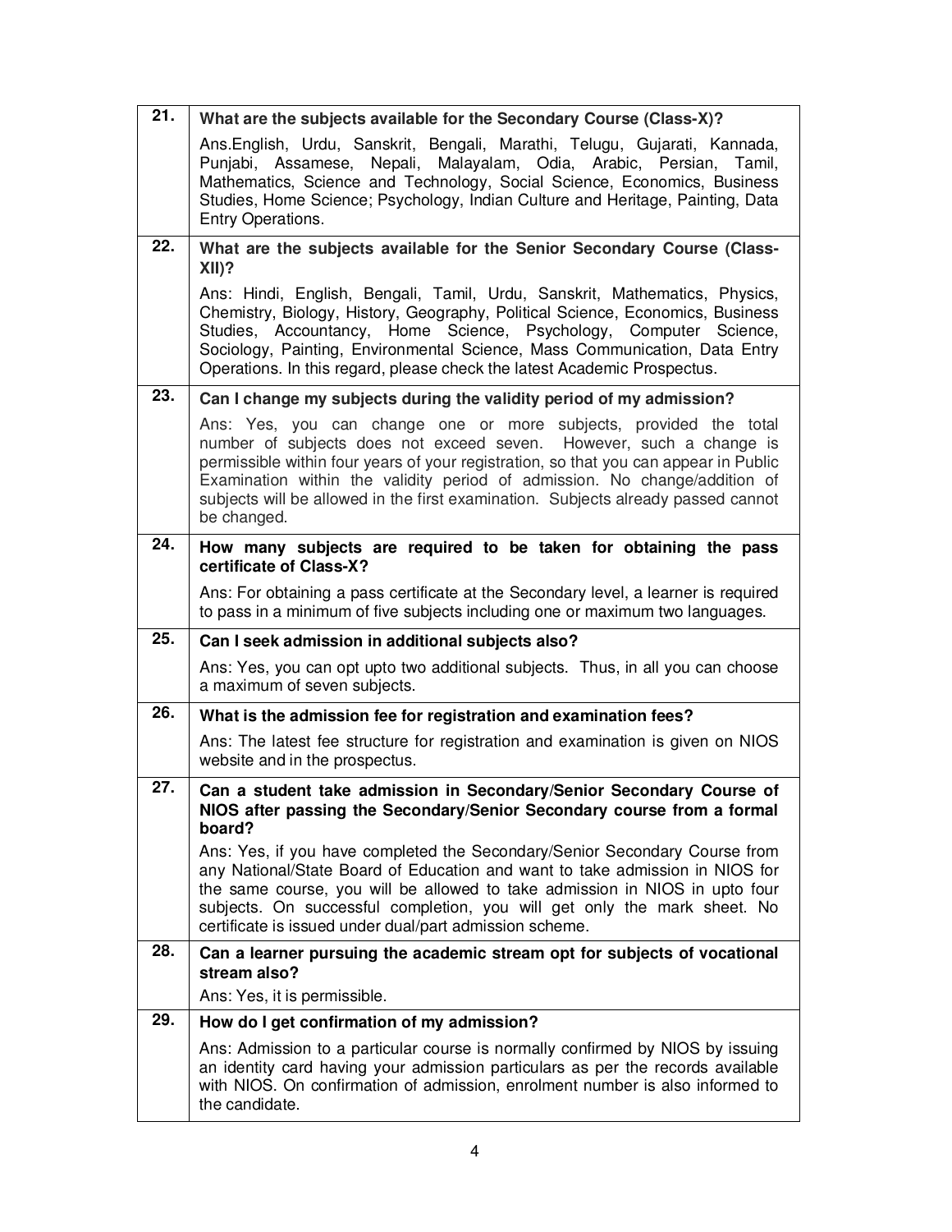| | |
|---|---|
| 21. | **What are the subjects available for the Secondary Course (Class-X)?**<br>Ans.English, Urdu, Sanskrit, Bengali, Marathi, Telugu, Gujarati, Kannada, Punjabi, Assamese, Nepali, Malayalam, Odia, Arabic, Persian, Tamil, Mathematics, Science and Technology, Social Science, Economics, Business Studies, Home Science; Psychology, Indian Culture and Heritage, Painting, Data Entry Operations. |
| 22. | **What are the subjects available for the Senior Secondary Course (Class-XII)?**<br>Ans: Hindi, English, Bengali, Tamil, Urdu, Sanskrit, Mathematics, Physics, Chemistry, Biology, History, Geography, Political Science, Economics, Business Studies, Accountancy, Home Science, Psychology, Computer Science, Sociology, Painting, Environmental Science, Mass Communication, Data Entry Operations. In this regard, please check the latest Academic Prospectus. |
| 23. | **Can I change my subjects during the validity period of my admission?**<br>Ans: Yes, you can change one or more subjects, provided the total number of subjects does not exceed seven. However, such a change is permissible within four years of your registration, so that you can appear in Public Examination within the validity period of admission. No change/addition of subjects will be allowed in the first examination. Subjects already passed cannot be changed. |
| 24. | **How many subjects are required to be taken for obtaining the pass certificate of Class-X?**<br>Ans: For obtaining a pass certificate at the Secondary level, a learner is required to pass in a minimum of five subjects including one or maximum two languages. |
| 25. | **Can I seek admission in additional subjects also?**<br>Ans: Yes, you can opt upto two additional subjects. Thus, in all you can choose a maximum of seven subjects. |
| 26. | **What is the admission fee for registration and examination fees?**<br>Ans: The latest fee structure for registration and examination is given on NIOS website and in the prospectus. |
| 27. | **Can a student take admission in Secondary/Senior Secondary Course of NIOS after passing the Secondary/Senior Secondary course from a formal board?**<br>Ans: Yes, if you have completed the Secondary/Senior Secondary Course from any National/State Board of Education and want to take admission in NIOS for the same course, you will be allowed to take admission in NIOS in upto four subjects. On successful completion, you will get only the mark sheet. No certificate is issued under dual/part admission scheme. |
| 28. | **Can a learner pursuing the academic stream opt for subjects of vocational stream also?**<br>Ans: Yes, it is permissible. |
| 29. | **How do I get confirmation of my admission?**<br>Ans: Admission to a particular course is normally confirmed by NIOS by issuing an identity card having your admission particulars as per the records available with NIOS. On confirmation of admission, enrolment number is also informed to the candidate. |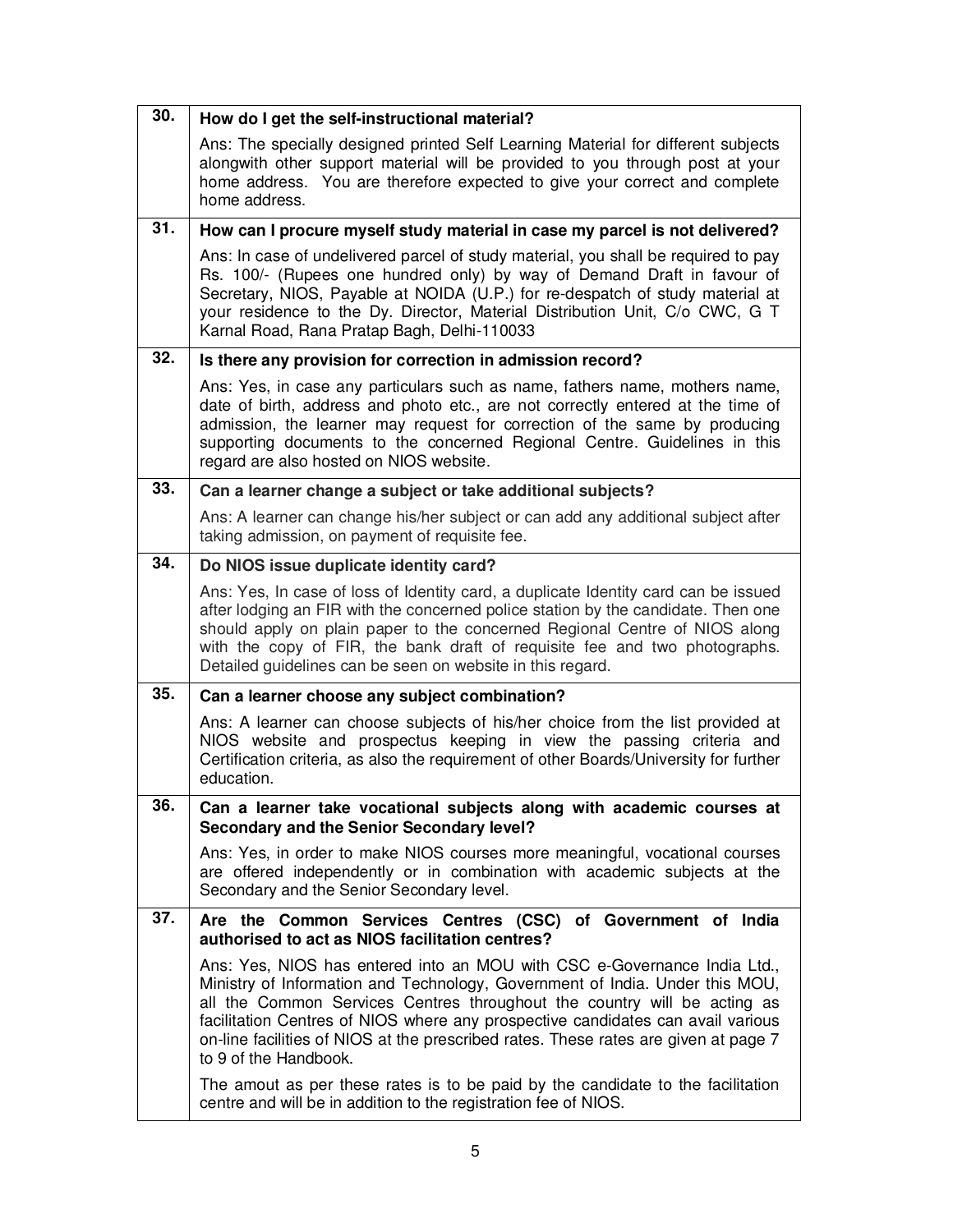| | |
|---|---|
| **30.** | **How do I get the self-instructional material?** |
| | Ans: The specially designed printed Self Learning Material for different subjects alongwith other support material will be provided to you through post at your home address. You are therefore expected to give your correct and complete home address. |
| **31.** | **How can I procure myself study material in case my parcel is not delivered?** |
| | Ans: In case of undelivered parcel of study material, you shall be required to pay Rs. 100/- (Rupees one hundred only) by way of Demand Draft in favour of Secretary, NIOS, Payable at NOIDA (U.P.) for re-despatch of study material at your residence to the Dy. Director, Material Distribution Unit, C/o CWC, G T Karnal Road, Rana Pratap Bagh, Delhi-110033 |
| **32.** | **Is there any provision for correction in admission record?** |
| | Ans: Yes, in case any particulars such as name, fathers name, mothers name, date of birth, address and photo etc., are not correctly entered at the time of admission, the learner may request for correction of the same by producing supporting documents to the concerned Regional Centre. Guidelines in this regard are also hosted on NIOS website. |
| **33.** | **Can a learner change a subject or take additional subjects?** |
| | Ans: A learner can change his/her subject or can add any additional subject after taking admission, on payment of requisite fee. |
| **34.** | **Do NIOS issue duplicate identity card?** |
| | Ans: Yes, In case of loss of Identity card, a duplicate Identity card can be issued after lodging an FIR with the concerned police station by the candidate. Then one should apply on plain paper to the concerned Regional Centre of NIOS along with the copy of FIR, the bank draft of requisite fee and two photographs. Detailed guidelines can be seen on website in this regard. |
| **35.** | **Can a learner choose any subject combination?** |
| | Ans: A learner can choose subjects of his/her choice from the list provided at NIOS website and prospectus keeping in view the passing criteria and Certification criteria, as also the requirement of other Boards/University for further education. |
| **36.** | **Can a learner take vocational subjects along with academic courses at Secondary and the Senior Secondary level?** |
| | Ans: Yes, in order to make NIOS courses more meaningful, vocational courses are offered independently or in combination with academic subjects at the Secondary and the Senior Secondary level. |
| **37.** | **Are the Common Services Centres (CSC) of Government of India authorised to act as NIOS facilitation centres?** |
| | Ans: Yes, NIOS has entered into an MOU with CSC e-Governance India Ltd., Ministry of Information and Technology, Government of India. Under this MOU, all the Common Services Centres throughout the country will be acting as facilitation Centres of NIOS where any prospective candidates can avail various on-line facilities of NIOS at the prescribed rates. These rates are given at page 7 to 9 of the Handbook. <br><br> The amout as per these rates is to be paid by the candidate to the facilitation centre and will be in addition to the registration fee of NIOS. |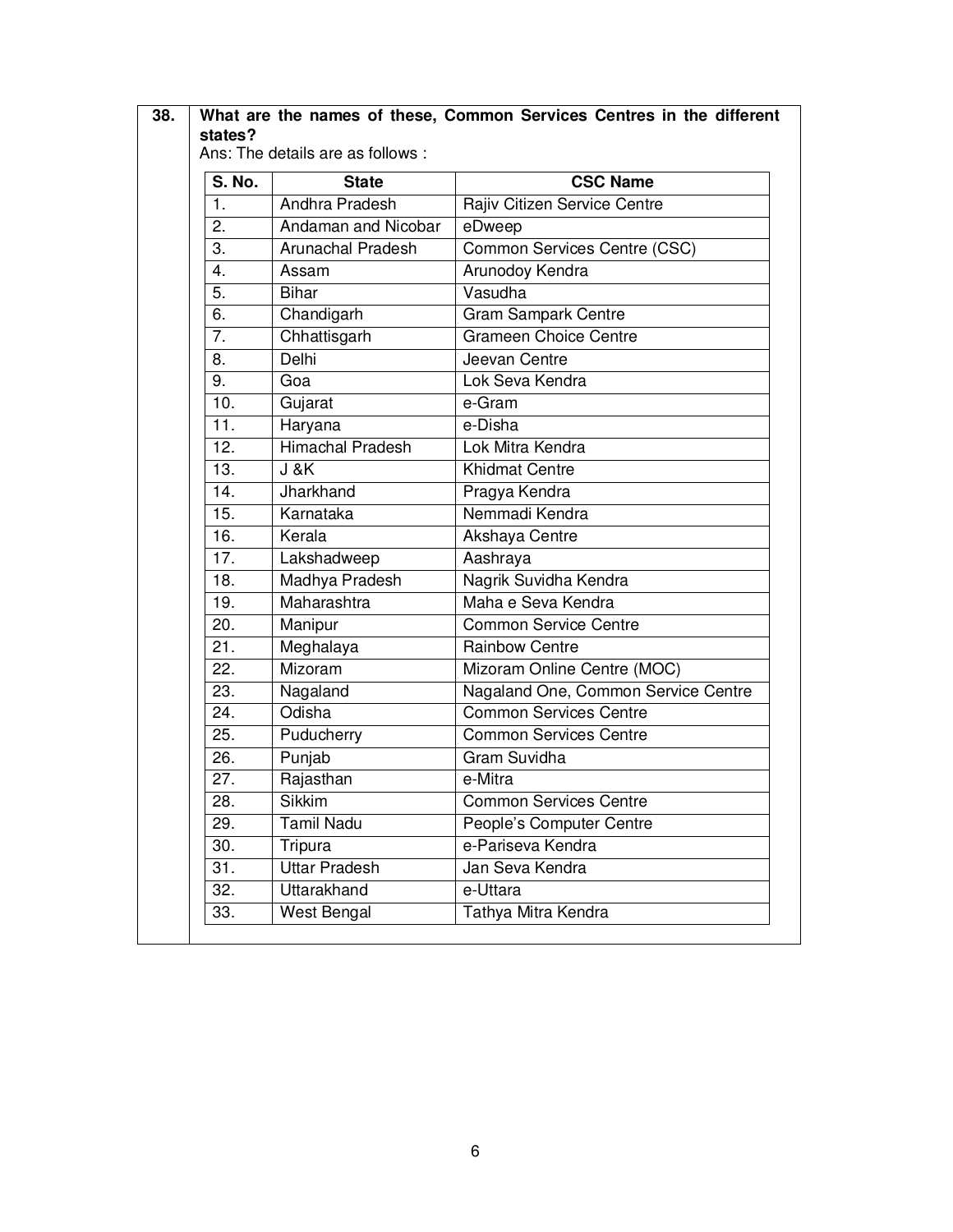**38. What are the names of these, Common Services Centres in the different states?**

Ans: The details are as follows :

| S. No. | State | CSC Name |
|---|---|---|
| 1. | Andhra Pradesh | Rajiv Citizen Service Centre |
| 2. | Andaman and Nicobar | eDweep |
| 3. | Arunachal Pradesh | Common Services Centre (CSC) |
| 4. | Assam | Arunodoy Kendra |
| 5. | Bihar | Vasudha |
| 6. | Chandigarh | Gram Sampark Centre |
| 7. | Chhattisgarh | Grameen Choice Centre |
| 8. | Delhi | Jeevan Centre |
| 9. | Goa | Lok Seva Kendra |
| 10. | Gujarat | e-Gram |
| 11. | Haryana | e-Disha |
| 12. | Himachal Pradesh | Lok Mitra Kendra |
| 13. | J &K | Khidmat Centre |
| 14. | Jharkhand | Pragya Kendra |
| 15. | Karnataka | Nemmadi Kendra |
| 16. | Kerala | Akshaya Centre |
| 17. | Lakshadweep | Aashraya |
| 18. | Madhya Pradesh | Nagrik Suvidha Kendra |
| 19. | Maharashtra | Maha e Seva Kendra |
| 20. | Manipur | Common Service Centre |
| 21. | Meghalaya | Rainbow Centre |
| 22. | Mizoram | Mizoram Online Centre (MOC) |
| 23. | Nagaland | Nagaland One, Common Service Centre |
| 24. | Odisha | Common Services Centre |
| 25. | Puducherry | Common Services Centre |
| 26. | Punjab | Gram Suvidha |
| 27. | Rajasthan | e-Mitra |
| 28. | Sikkim | Common Services Centre |
| 29. | Tamil Nadu | People's Computer Centre |
| 30. | Tripura | e-Pariseva Kendra |
| 31. | Uttar Pradesh | Jan Seva Kendra |
| 32. | Uttarakhand | e-Uttara |
| 33. | West Bengal | Tathya Mitra Kendra |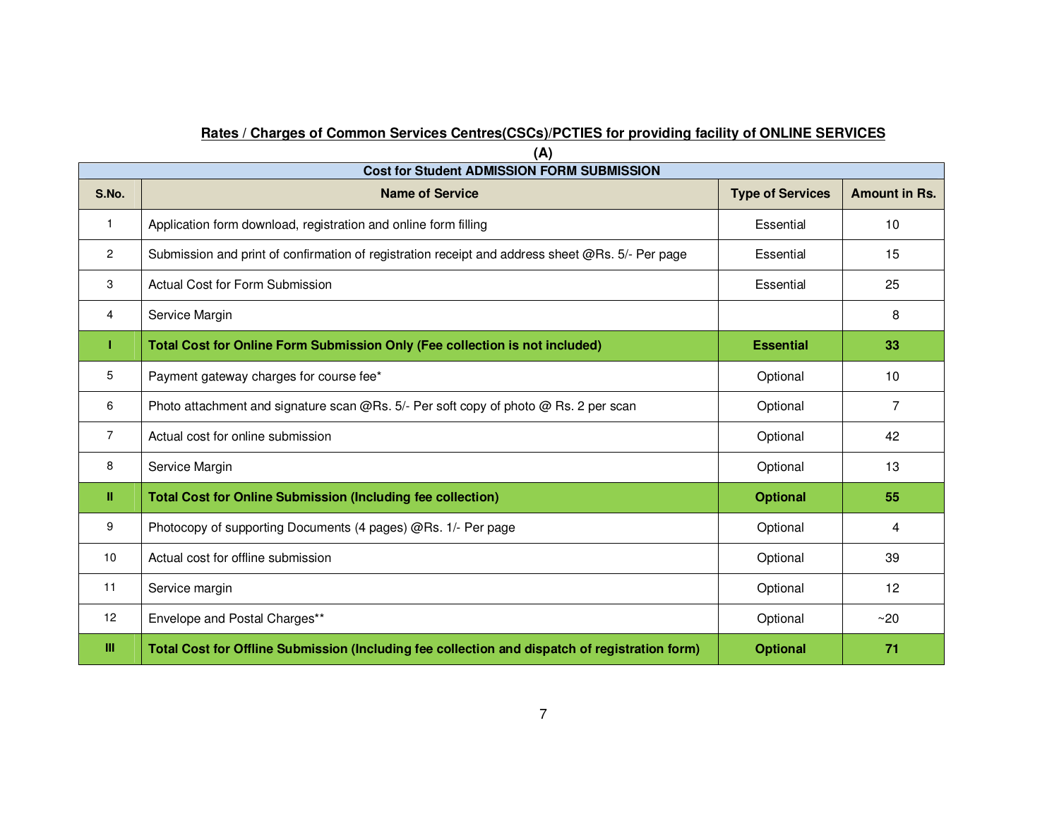## Rates / Charges of Common Services Centres(CSCs)/PCTIES for providing facility of ONLINE SERVICES

**(A)**

| Cost for Student ADMISSION FORM SUBMISSION | | | |
|---|---|---|---|
| **S.No.** | **Name of Service** | **Type of Services** | **Amount in Rs.** |
| 1 | Application form download, registration and online form filling | Essential | 10 |
| 2 | Submission and print of confirmation of registration receipt and address sheet @Rs. 5/- Per page | Essential | 15 |
| 3 | Actual Cost for Form Submission | Essential | 25 |
| 4 | Service Margin | | 8 |
| **I** | **Total Cost for Online Form Submission Only (Fee collection is not included)** | **Essential** | **33** |
| 5 | Payment gateway charges for course fee* | Optional | 10 |
| 6 | Photo attachment and signature scan @Rs. 5/- Per soft copy of photo @ Rs. 2 per scan | Optional | 7 |
| 7 | Actual cost for online submission | Optional | 42 |
| 8 | Service Margin | Optional | 13 |
| **II** | **Total Cost for Online Submission (Including fee collection)** | **Optional** | **55** |
| 9 | Photocopy of supporting Documents (4 pages) @Rs. 1/- Per page | Optional | 4 |
| 10 | Actual cost for offline submission | Optional | 39 |
| 11 | Service margin | Optional | 12 |
| 12 | Envelope and Postal Charges** | Optional | ~20 |
| **III** | **Total Cost for Offline Submission (Including fee collection and dispatch of registration form)** | **Optional** | **71** |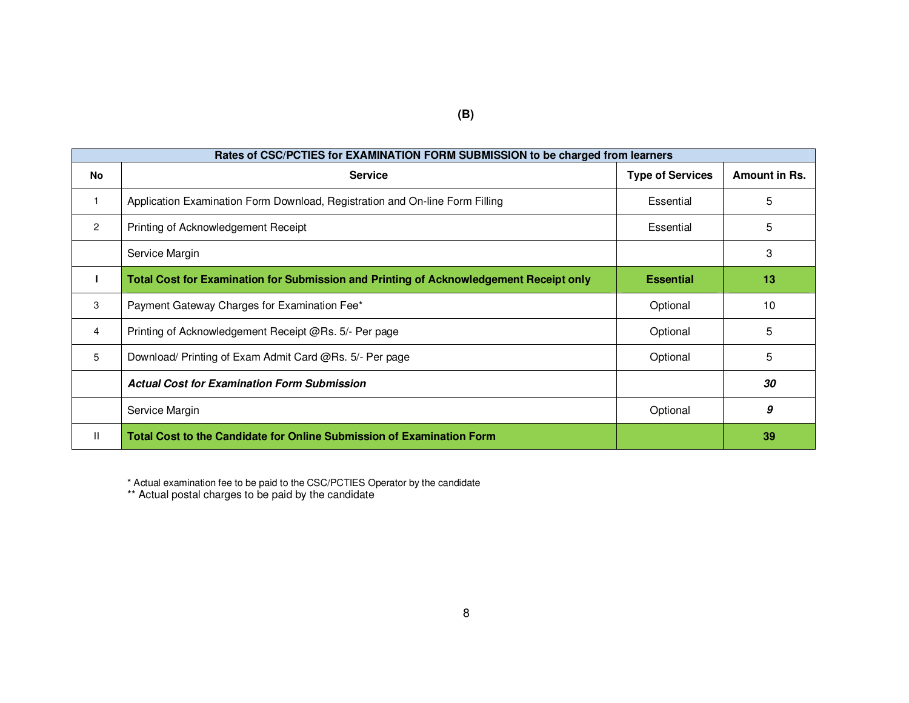**(B)**

| Rates of CSC/PCTIES for EXAMINATION FORM SUBMISSION to be charged from learners | | | |
|---|---|---|---|
| **No** | **Service** | **Type of Services** | **Amount in Rs.** |
| 1 | Application Examination Form Download, Registration and On-line Form Filling | Essential | 5 |
| 2 | Printing of Acknowledgement Receipt | Essential | 5 |
| | Service Margin | | 3 |
| **I** | **Total Cost for Examination for Submission and Printing of Acknowledgement Receipt only** | **Essential** | **13** |
| 3 | Payment Gateway Charges for Examination Fee* | Optional | 10 |
| 4 | Printing of Acknowledgement Receipt @Rs. 5/- Per page | Optional | 5 |
| 5 | Download/ Printing of Exam Admit Card @Rs. 5/- Per page | Optional | 5 |
| | ***Actual Cost for Examination Form Submission*** | | ***30*** |
| | Service Margin | Optional | ***9*** |
| II | **Total Cost to the Candidate for Online Submission of Examination Form** | | **39** |

* Actual examination fee to be paid to the CSC/PCTIES Operator by the candidate

** Actual postal charges to be paid by the candidate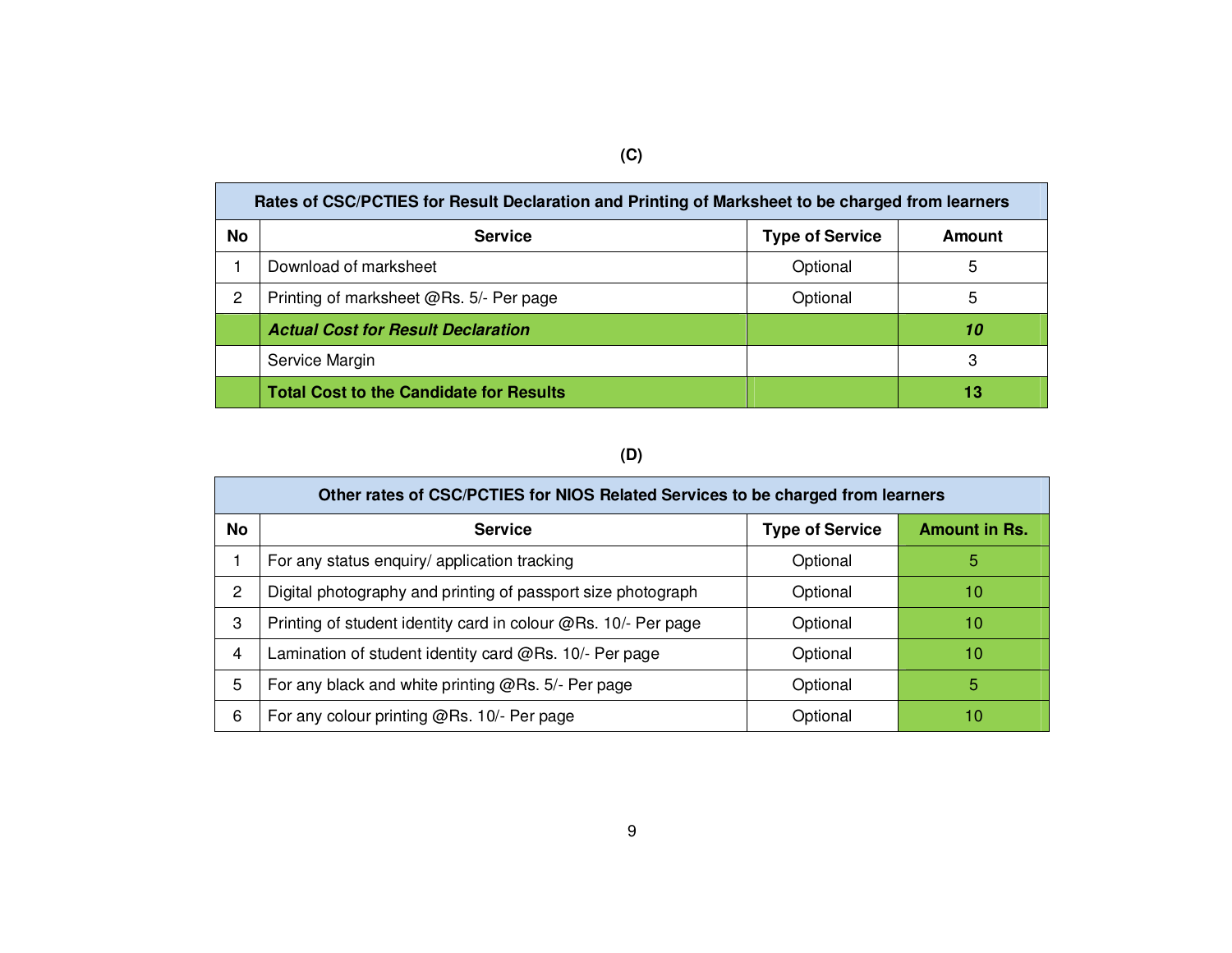**(C)**

| Rates of CSC/PCTIES for Result Declaration and Printing of Marksheet to be charged from learners | | | |
|---|---|---|---|
| **No** | **Service** | **Type of Service** | **Amount** |
| 1 | Download of marksheet | Optional | 5 |
| 2 | Printing of marksheet @Rs. 5/- Per page | Optional | 5 |
| | ***Actual Cost for Result Declaration*** | | ***10*** |
| | Service Margin | | 3 |
| | **Total Cost to the Candidate for Results** | | **13** |

**(D)**

| Other rates of CSC/PCTIES for NIOS Related Services to be charged from learners | | | |
|---|---|---|---|
| **No** | **Service** | **Type of Service** | **Amount in Rs.** |
| 1 | For any status enquiry/ application tracking | Optional | 5 |
| 2 | Digital photography and printing of passport size photograph | Optional | 10 |
| 3 | Printing of student identity card in colour @Rs. 10/- Per page | Optional | 10 |
| 4 | Lamination of student identity card @Rs. 10/- Per page | Optional | 10 |
| 5 | For any black and white printing @Rs. 5/- Per page | Optional | 5 |
| 6 | For any colour printing @Rs. 10/- Per page | Optional | 10 |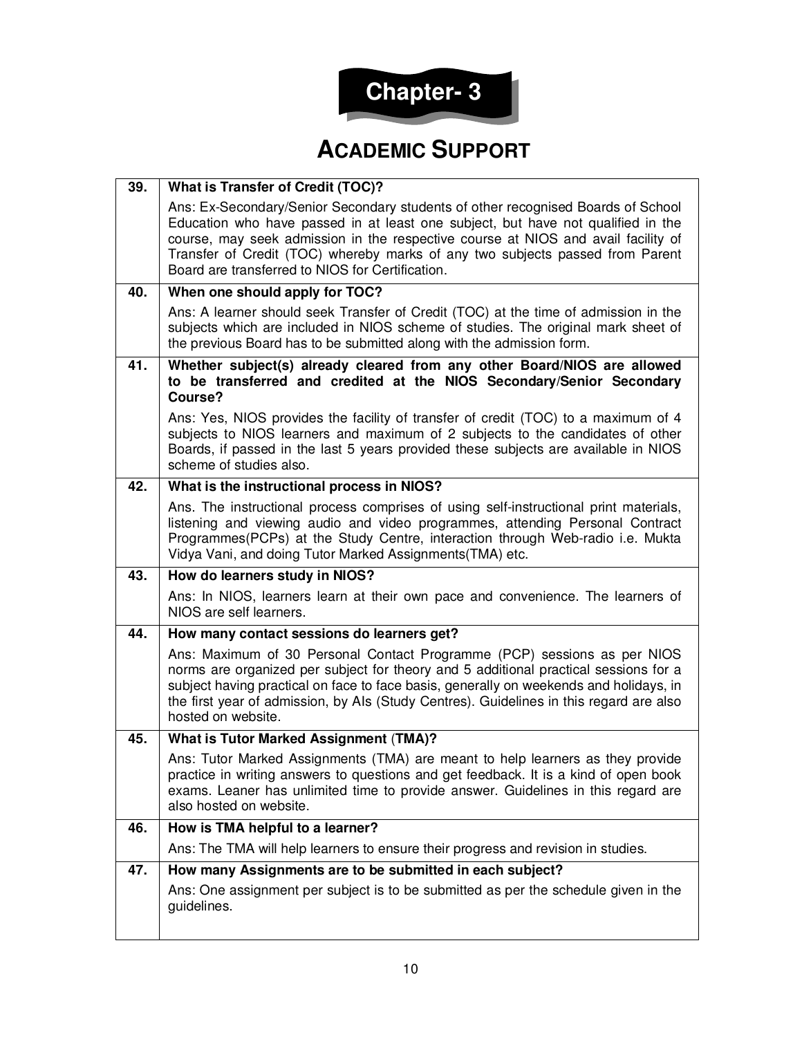# Chapter- 3

## ACADEMIC SUPPORT

| | |
|---|---|
| **39.** | **What is Transfer of Credit (TOC)?**<br>Ans: Ex-Secondary/Senior Secondary students of other recognised Boards of School Education who have passed in at least one subject, but have not qualified in the course, may seek admission in the respective course at NIOS and avail facility of Transfer of Credit (TOC) whereby marks of any two subjects passed from Parent Board are transferred to NIOS for Certification. |
| **40.** | **When one should apply for TOC?**<br>Ans: A learner should seek Transfer of Credit (TOC) at the time of admission in the subjects which are included in NIOS scheme of studies. The original mark sheet of the previous Board has to be submitted along with the admission form. |
| **41.** | **Whether subject(s) already cleared from any other Board/NIOS are allowed to be transferred and credited at the NIOS Secondary/Senior Secondary Course?**<br>Ans: Yes, NIOS provides the facility of transfer of credit (TOC) to a maximum of 4 subjects to NIOS learners and maximum of 2 subjects to the candidates of other Boards, if passed in the last 5 years provided these subjects are available in NIOS scheme of studies also. |
| **42.** | **What is the instructional process in NIOS?**<br>Ans. The instructional process comprises of using self-instructional print materials, listening and viewing audio and video programmes, attending Personal Contract Programmes(PCPs) at the Study Centre, interaction through Web-radio i.e. Mukta Vidya Vani, and doing Tutor Marked Assignments(TMA) etc. |
| **43.** | **How do learners study in NIOS?**<br>Ans: In NIOS, learners learn at their own pace and convenience. The learners of NIOS are self learners. |
| **44.** | **How many contact sessions do learners get?**<br>Ans: Maximum of 30 Personal Contact Programme (PCP) sessions as per NIOS norms are organized per subject for theory and 5 additional practical sessions for a subject having practical on face to face basis, generally on weekends and holidays, in the first year of admission, by AIs (Study Centres). Guidelines in this regard are also hosted on website. |
| **45.** | **What is Tutor Marked Assignment (TMA)?**<br>Ans: Tutor Marked Assignments (TMA) are meant to help learners as they provide practice in writing answers to questions and get feedback. It is a kind of open book exams. Leaner has unlimited time to provide answer. Guidelines in this regard are also hosted on website. |
| **46.** | **How is TMA helpful to a learner?**<br>Ans: The TMA will help learners to ensure their progress and revision in studies. |
| **47.** | **How many Assignments are to be submitted in each subject?**<br>Ans: One assignment per subject is to be submitted as per the schedule given in the guidelines. |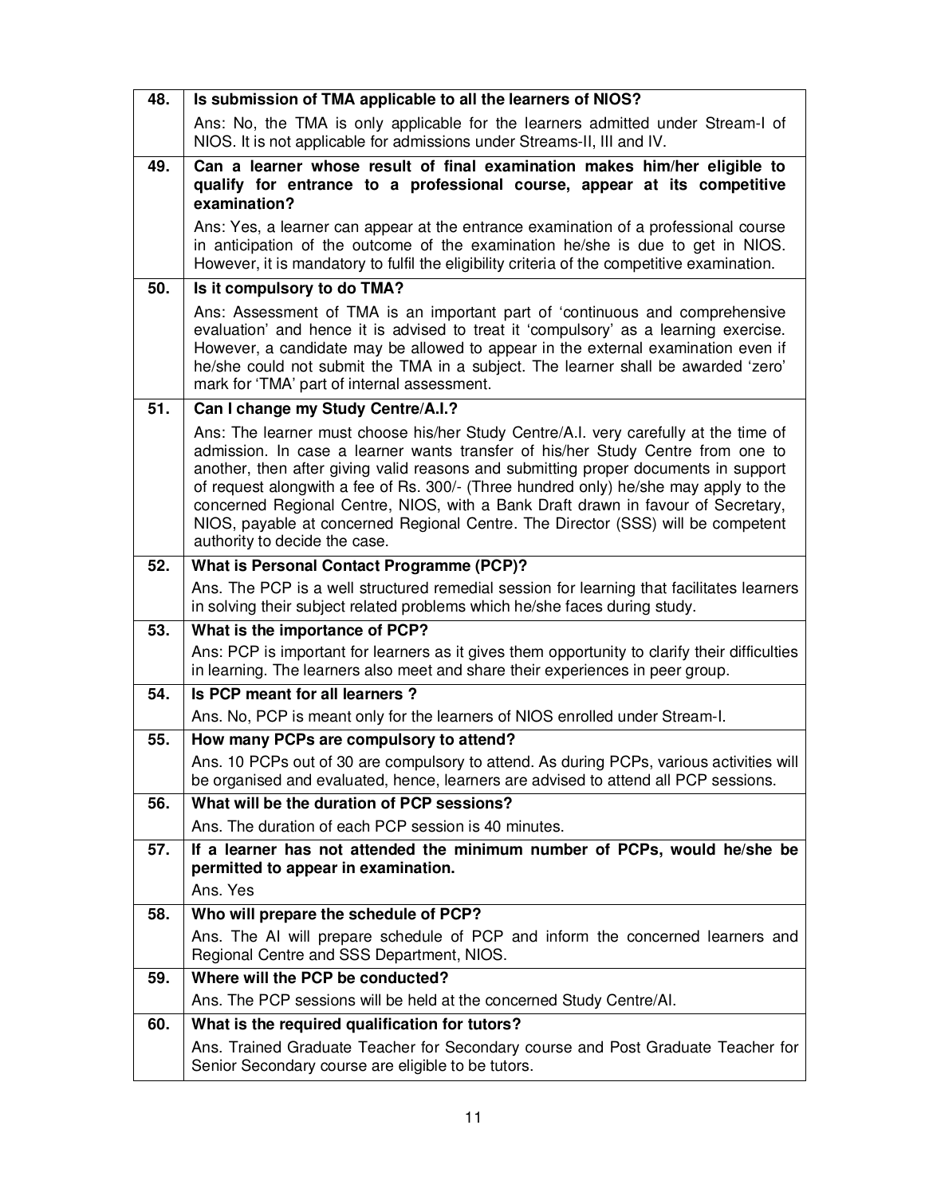| 48. | **Is submission of TMA applicable to all the learners of NIOS?** |
|---|---|
| | Ans: No, the TMA is only applicable for the learners admitted under Stream-I of NIOS. It is not applicable for admissions under Streams-II, III and IV. |
| 49. | **Can a learner whose result of final examination makes him/her eligible to qualify for entrance to a professional course, appear at its competitive examination?** |
| | Ans: Yes, a learner can appear at the entrance examination of a professional course in anticipation of the outcome of the examination he/she is due to get in NIOS. However, it is mandatory to fulfil the eligibility criteria of the competitive examination. |
| 50. | **Is it compulsory to do TMA?** |
| | Ans: Assessment of TMA is an important part of 'continuous and comprehensive evaluation' and hence it is advised to treat it 'compulsory' as a learning exercise. However, a candidate may be allowed to appear in the external examination even if he/she could not submit the TMA in a subject. The learner shall be awarded 'zero' mark for 'TMA' part of internal assessment. |
| 51. | **Can I change my Study Centre/A.I.?** |
| | Ans: The learner must choose his/her Study Centre/A.I. very carefully at the time of admission. In case a learner wants transfer of his/her Study Centre from one to another, then after giving valid reasons and submitting proper documents in support of request alongwith a fee of Rs. 300/- (Three hundred only) he/she may apply to the concerned Regional Centre, NIOS, with a Bank Draft drawn in favour of Secretary, NIOS, payable at concerned Regional Centre. The Director (SSS) will be competent authority to decide the case. |
| 52. | **What is Personal Contact Programme (PCP)?** |
| | Ans. The PCP is a well structured remedial session for learning that facilitates learners in solving their subject related problems which he/she faces during study. |
| 53. | **What is the importance of PCP?** |
| | Ans: PCP is important for learners as it gives them opportunity to clarify their difficulties in learning. The learners also meet and share their experiences in peer group. |
| 54. | **Is PCP meant for all learners ?** |
| | Ans. No, PCP is meant only for the learners of NIOS enrolled under Stream-I. |
| 55. | **How many PCPs are compulsory to attend?** |
| | Ans. 10 PCPs out of 30 are compulsory to attend. As during PCPs, various activities will be organised and evaluated, hence, learners are advised to attend all PCP sessions. |
| 56. | **What will be the duration of PCP sessions?** |
| | Ans. The duration of each PCP session is 40 minutes. |
| 57. | **If a learner has not attended the minimum number of PCPs, would he/she be permitted to appear in examination.** |
| | Ans. Yes |
| 58. | **Who will prepare the schedule of PCP?** |
| | Ans. The AI will prepare schedule of PCP and inform the concerned learners and Regional Centre and SSS Department, NIOS. |
| 59. | **Where will the PCP be conducted?** |
| | Ans. The PCP sessions will be held at the concerned Study Centre/AI. |
| 60. | **What is the required qualification for tutors?** |
| | Ans. Trained Graduate Teacher for Secondary course and Post Graduate Teacher for Senior Secondary course are eligible to be tutors. |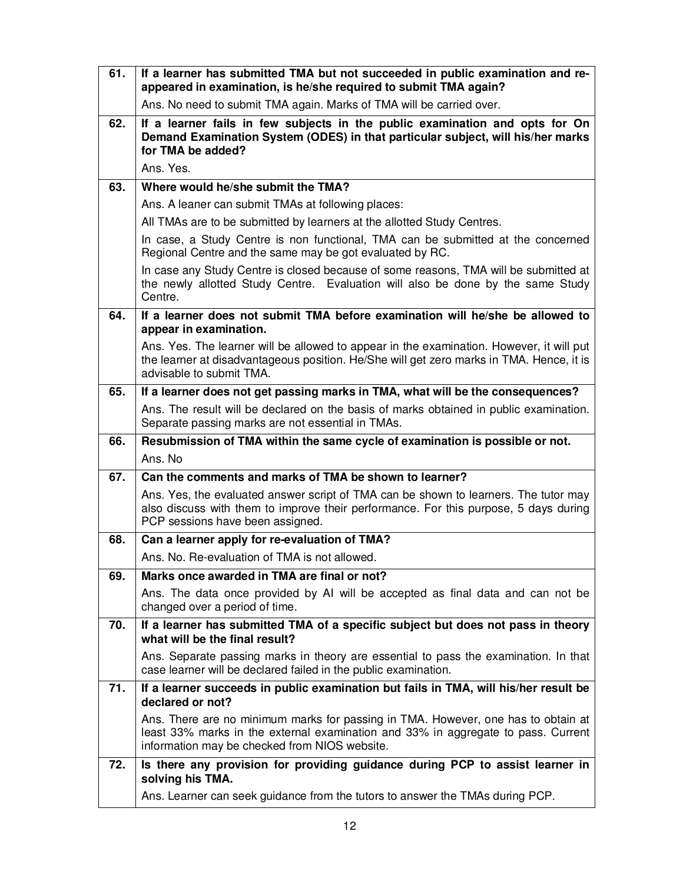| | |
|---|---|
| **61.** | **If a learner has submitted TMA but not succeeded in public examination and re-appeared in examination, is he/she required to submit TMA again?**<br>Ans. No need to submit TMA again. Marks of TMA will be carried over. |
| **62.** | **If a learner fails in few subjects in the public examination and opts for On Demand Examination System (ODES) in that particular subject, will his/her marks for TMA be added?**<br>Ans. Yes. |
| **63.** | **Where would he/she submit the TMA?**<br>Ans. A leaner can submit TMAs at following places:<br>All TMAs are to be submitted by learners at the allotted Study Centres.<br>In case, a Study Centre is non functional, TMA can be submitted at the concerned Regional Centre and the same may be got evaluated by RC.<br>In case any Study Centre is closed because of some reasons, TMA will be submitted at the newly allotted Study Centre. Evaluation will also be done by the same Study Centre. |
| **64.** | **If a learner does not submit TMA before examination will he/she be allowed to appear in examination.**<br>Ans. Yes. The learner will be allowed to appear in the examination. However, it will put the learner at disadvantageous position. He/She will get zero marks in TMA. Hence, it is advisable to submit TMA. |
| **65.** | **If a learner does not get passing marks in TMA, what will be the consequences?**<br>Ans. The result will be declared on the basis of marks obtained in public examination. Separate passing marks are not essential in TMAs. |
| **66.** | **Resubmission of TMA within the same cycle of examination is possible or not.**<br>Ans. No |
| **67.** | **Can the comments and marks of TMA be shown to learner?**<br>Ans. Yes, the evaluated answer script of TMA can be shown to learners. The tutor may also discuss with them to improve their performance. For this purpose, 5 days during PCP sessions have been assigned. |
| **68.** | **Can a learner apply for re-evaluation of TMA?**<br>Ans. No. Re-evaluation of TMA is not allowed. |
| **69.** | **Marks once awarded in TMA are final or not?**<br>Ans. The data once provided by AI will be accepted as final data and can not be changed over a period of time. |
| **70.** | **If a learner has submitted TMA of a specific subject but does not pass in theory what will be the final result?**<br>Ans. Separate passing marks in theory are essential to pass the examination. In that case learner will be declared failed in the public examination. |
| **71.** | **If a learner succeeds in public examination but fails in TMA, will his/her result be declared or not?**<br>Ans. There are no minimum marks for passing in TMA. However, one has to obtain at least 33% marks in the external examination and 33% in aggregate to pass. Current information may be checked from NIOS website. |
| **72.** | **Is there any provision for providing guidance during PCP to assist learner in solving his TMA.**<br>Ans. Learner can seek guidance from the tutors to answer the TMAs during PCP. |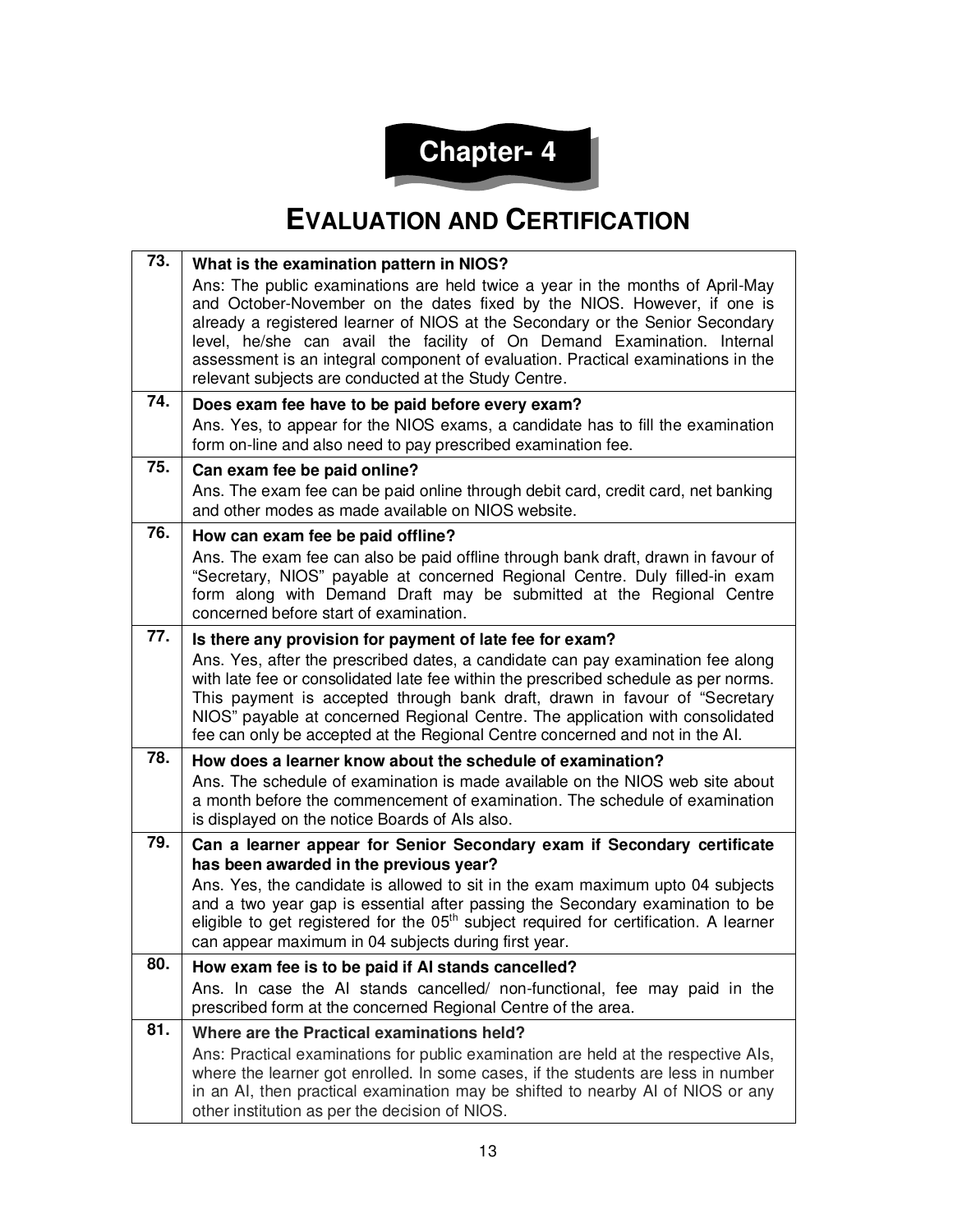# Chapter- 4

## EVALUATION AND CERTIFICATION

| | |
|---|---|
| **73.** | **What is the examination pattern in NIOS?**<br>Ans: The public examinations are held twice a year in the months of April-May and October-November on the dates fixed by the NIOS. However, if one is already a registered learner of NIOS at the Secondary or the Senior Secondary level, he/she can avail the facility of On Demand Examination. Internal assessment is an integral component of evaluation. Practical examinations in the relevant subjects are conducted at the Study Centre. |
| **74.** | **Does exam fee have to be paid before every exam?**<br>Ans. Yes, to appear for the NIOS exams, a candidate has to fill the examination form on-line and also need to pay prescribed examination fee. |
| **75.** | **Can exam fee be paid online?**<br>Ans. The exam fee can be paid online through debit card, credit card, net banking and other modes as made available on NIOS website. |
| **76.** | **How can exam fee be paid offline?**<br>Ans. The exam fee can also be paid offline through bank draft, drawn in favour of "Secretary, NIOS" payable at concerned Regional Centre. Duly filled-in exam form along with Demand Draft may be submitted at the Regional Centre concerned before start of examination. |
| **77.** | **Is there any provision for payment of late fee for exam?**<br>Ans. Yes, after the prescribed dates, a candidate can pay examination fee along with late fee or consolidated late fee within the prescribed schedule as per norms. This payment is accepted through bank draft, drawn in favour of "Secretary NIOS" payable at concerned Regional Centre. The application with consolidated fee can only be accepted at the Regional Centre concerned and not in the AI. |
| **78.** | **How does a learner know about the schedule of examination?**<br>Ans. The schedule of examination is made available on the NIOS web site about a month before the commencement of examination. The schedule of examination is displayed on the notice Boards of AIs also. |
| **79.** | **Can a learner appear for Senior Secondary exam if Secondary certificate has been awarded in the previous year?**<br>Ans. Yes, the candidate is allowed to sit in the exam maximum upto 04 subjects and a two year gap is essential after passing the Secondary examination to be eligible to get registered for the 05th subject required for certification. A learner can appear maximum in 04 subjects during first year. |
| **80.** | **How exam fee is to be paid if AI stands cancelled?**<br>Ans. In case the AI stands cancelled/ non-functional, fee may paid in the prescribed form at the concerned Regional Centre of the area. |
| **81.** | **Where are the Practical examinations held?**<br>Ans: Practical examinations for public examination are held at the respective AIs, where the learner got enrolled. In some cases, if the students are less in number in an AI, then practical examination may be shifted to nearby AI of NIOS or any other institution as per the decision of NIOS. |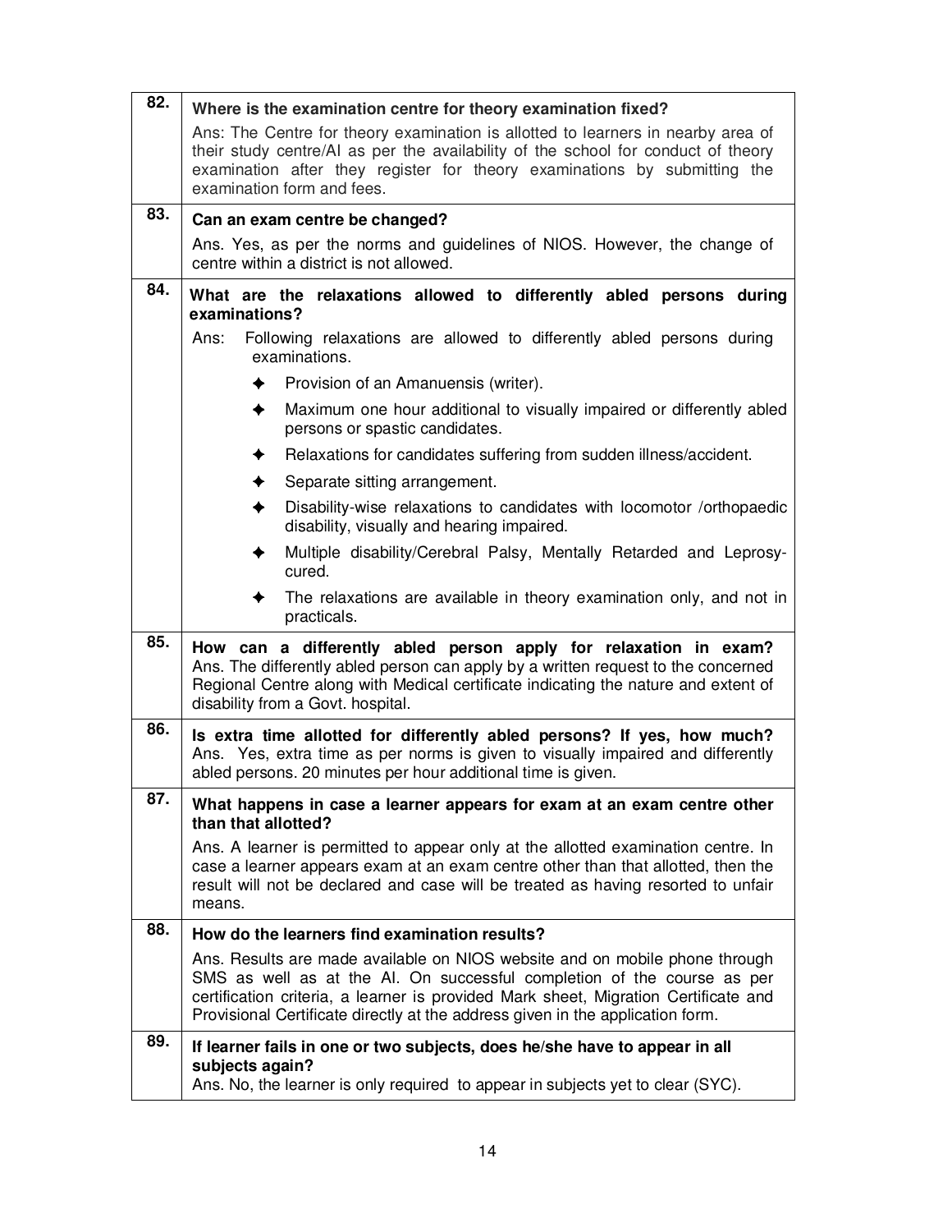| | |
|---|---|
| **82.** | **Where is the examination centre for theory examination fixed?**<br>Ans: The Centre for theory examination is allotted to learners in nearby area of their study centre/AI as per the availability of the school for conduct of theory examination after they register for theory examinations by submitting the examination form and fees. |
| **83.** | **Can an exam centre be changed?**<br>Ans. Yes, as per the norms and guidelines of NIOS. However, the change of centre within a district is not allowed. |
| **84.** | **What are the relaxations allowed to differently abled persons during examinations?**<br>Ans: Following relaxations are allowed to differently abled persons during examinations.<br>✦ Provision of an Amanuensis (writer).<br>✦ Maximum one hour additional to visually impaired or differently abled persons or spastic candidates.<br>✦ Relaxations for candidates suffering from sudden illness/accident.<br>✦ Separate sitting arrangement.<br>✦ Disability-wise relaxations to candidates with locomotor /orthopaedic disability, visually and hearing impaired.<br>✦ Multiple disability/Cerebral Palsy, Mentally Retarded and Leprosy-cured.<br>✦ The relaxations are available in theory examination only, and not in practicals. |
| **85.** | **How can a differently abled person apply for relaxation in exam?**<br>Ans. The differently abled person can apply by a written request to the concerned Regional Centre along with Medical certificate indicating the nature and extent of disability from a Govt. hospital. |
| **86.** | **Is extra time allotted for differently abled persons? If yes, how much?**<br>Ans. Yes, extra time as per norms is given to visually impaired and differently abled persons. 20 minutes per hour additional time is given. |
| **87.** | **What happens in case a learner appears for exam at an exam centre other than that allotted?**<br>Ans. A learner is permitted to appear only at the allotted examination centre. In case a learner appears exam at an exam centre other than that allotted, then the result will not be declared and case will be treated as having resorted to unfair means. |
| **88.** | **How do the learners find examination results?**<br>Ans. Results are made available on NIOS website and on mobile phone through SMS as well as at the AI. On successful completion of the course as per certification criteria, a learner is provided Mark sheet, Migration Certificate and Provisional Certificate directly at the address given in the application form. |
| **89.** | **If learner fails in one or two subjects, does he/she have to appear in all subjects again?**<br>Ans. No, the learner is only required to appear in subjects yet to clear (SYC). |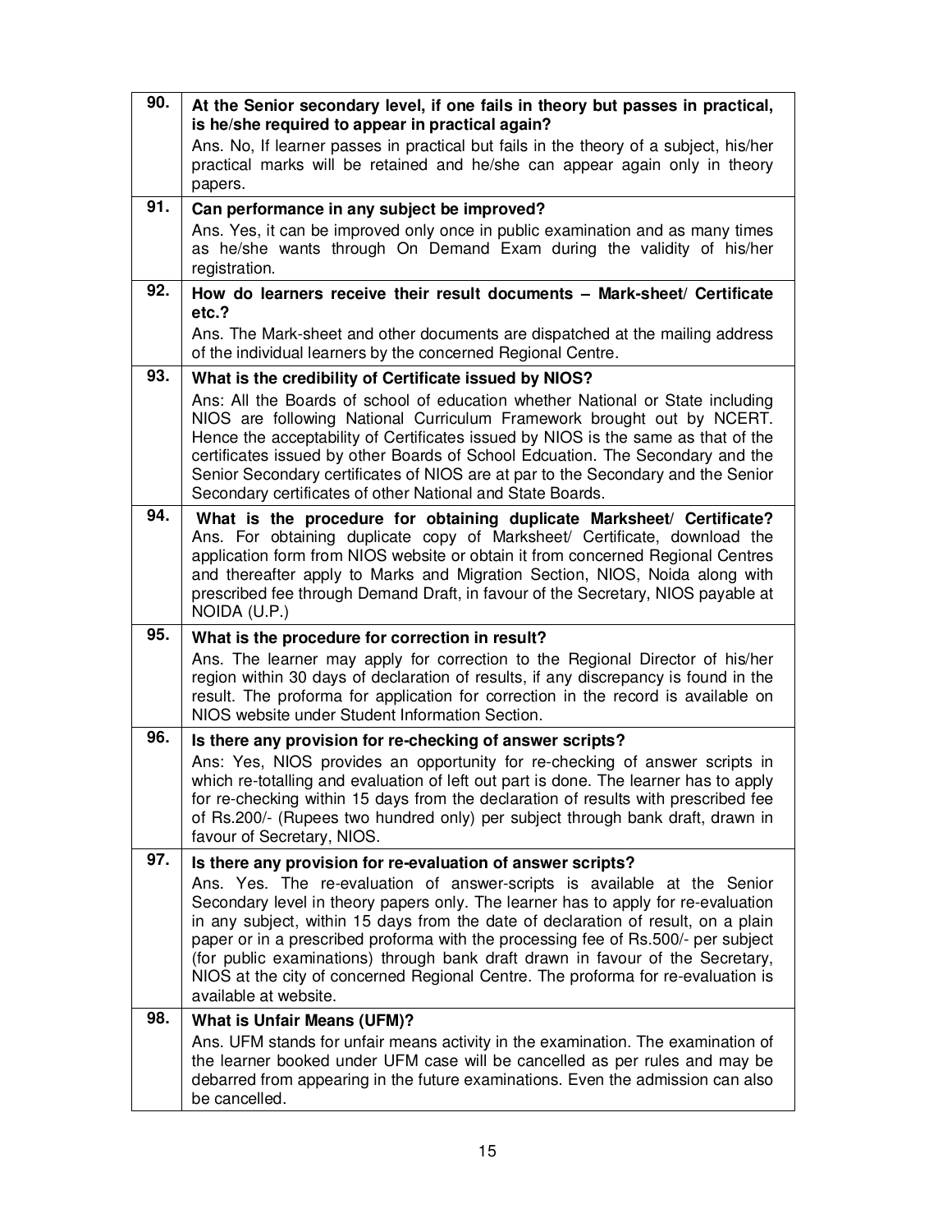| | |
|---|---|
| 90. | **At the Senior secondary level, if one fails in theory but passes in practical, is he/she required to appear in practical again?**<br>Ans. No, If learner passes in practical but fails in the theory of a subject, his/her practical marks will be retained and he/she can appear again only in theory papers. |
| 91. | **Can performance in any subject be improved?**<br>Ans. Yes, it can be improved only once in public examination and as many times as he/she wants through On Demand Exam during the validity of his/her registration. |
| 92. | **How do learners receive their result documents – Mark-sheet/ Certificate etc.?**<br>Ans. The Mark-sheet and other documents are dispatched at the mailing address of the individual learners by the concerned Regional Centre. |
| 93. | **What is the credibility of Certificate issued by NIOS?**<br>Ans: All the Boards of school of education whether National or State including NIOS are following National Curriculum Framework brought out by NCERT. Hence the acceptability of Certificates issued by NIOS is the same as that of the certificates issued by other Boards of School Edcuation. The Secondary and the Senior Secondary certificates of NIOS are at par to the Secondary and the Senior Secondary certificates of other National and State Boards. |
| 94. | **What is the procedure for obtaining duplicate Marksheet/ Certificate?**<br>Ans. For obtaining duplicate copy of Marksheet/ Certificate, download the application form from NIOS website or obtain it from concerned Regional Centres and thereafter apply to Marks and Migration Section, NIOS, Noida along with prescribed fee through Demand Draft, in favour of the Secretary, NIOS payable at NOIDA (U.P.) |
| 95. | **What is the procedure for correction in result?**<br>Ans. The learner may apply for correction to the Regional Director of his/her region within 30 days of declaration of results, if any discrepancy is found in the result. The proforma for application for correction in the record is available on NIOS website under Student Information Section. |
| 96. | **Is there any provision for re-checking of answer scripts?**<br>Ans: Yes, NIOS provides an opportunity for re-checking of answer scripts in which re-totalling and evaluation of left out part is done. The learner has to apply for re-checking within 15 days from the declaration of results with prescribed fee of Rs.200/- (Rupees two hundred only) per subject through bank draft, drawn in favour of Secretary, NIOS. |
| 97. | **Is there any provision for re-evaluation of answer scripts?**<br>Ans. Yes. The re-evaluation of answer-scripts is available at the Senior Secondary level in theory papers only. The learner has to apply for re-evaluation in any subject, within 15 days from the date of declaration of result, on a plain paper or in a prescribed proforma with the processing fee of Rs.500/- per subject (for public examinations) through bank draft drawn in favour of the Secretary, NIOS at the city of concerned Regional Centre. The proforma for re-evaluation is available at website. |
| 98. | **What is Unfair Means (UFM)?**<br>Ans. UFM stands for unfair means activity in the examination. The examination of the learner booked under UFM case will be cancelled as per rules and may be debarred from appearing in the future examinations. Even the admission can also be cancelled. |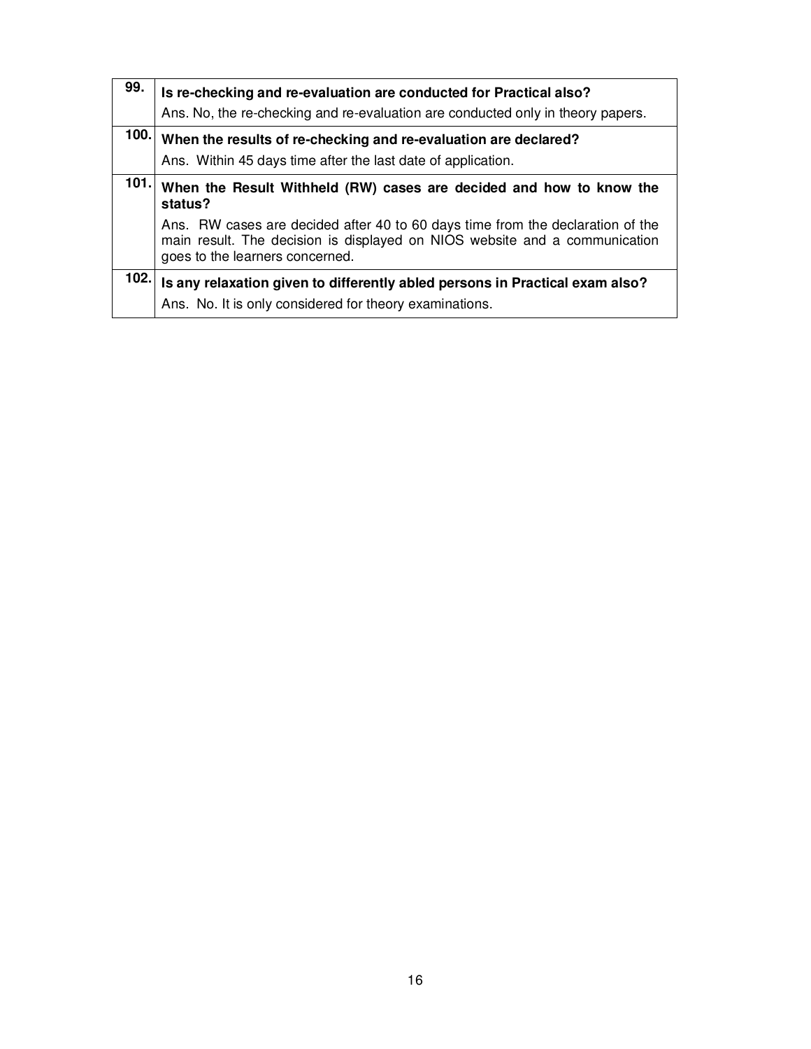| | |
|---|---|
| **99.** | **Is re-checking and re-evaluation are conducted for Practical also?**<br>Ans. No, the re-checking and re-evaluation are conducted only in theory papers. |
| **100.** | **When the results of re-checking and re-evaluation are declared?**<br>Ans. Within 45 days time after the last date of application. |
| **101.** | **When the Result Withheld (RW) cases are decided and how to know the status?**<br>Ans. RW cases are decided after 40 to 60 days time from the declaration of the main result. The decision is displayed on NIOS website and a communication goes to the learners concerned. |
| **102.** | **Is any relaxation given to differently abled persons in Practical exam also?**<br>Ans. No. It is only considered for theory examinations. |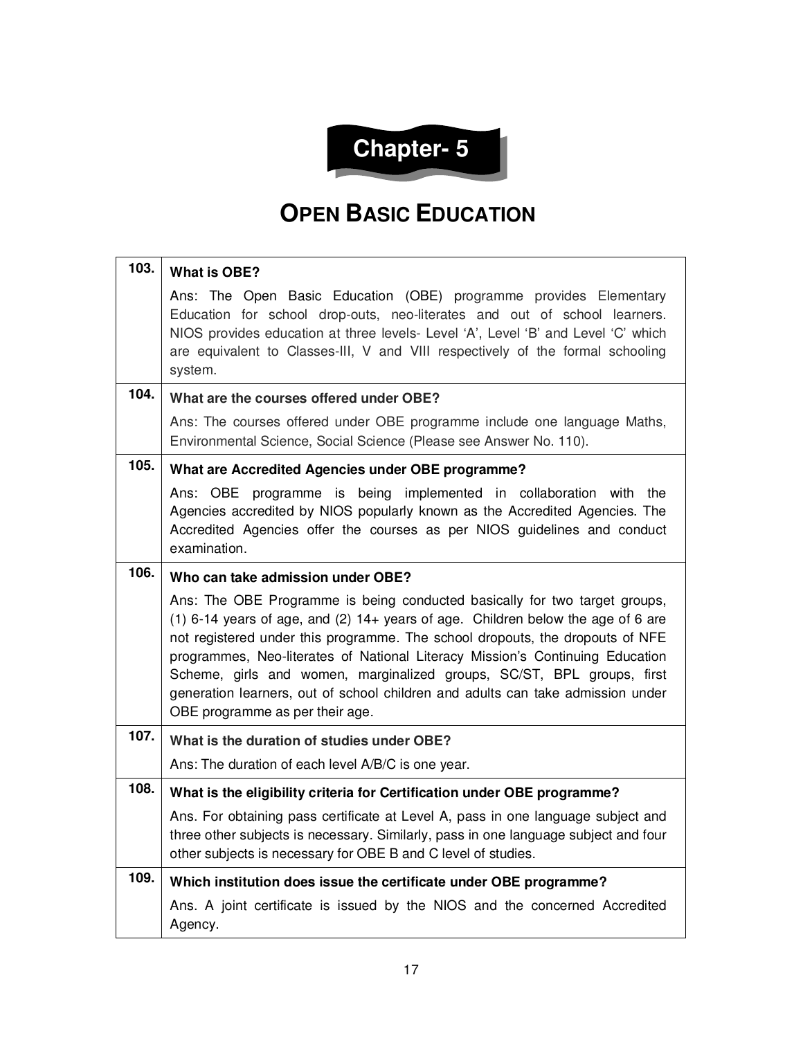# Chapter- 5

## OPEN BASIC EDUCATION

| | |
|---|---|
| **103.** | **What is OBE?**<br><br>Ans: The Open Basic Education (OBE) programme provides Elementary Education for school drop-outs, neo-literates and out of school learners. NIOS provides education at three levels- Level 'A', Level 'B' and Level 'C' which are equivalent to Classes-III, V and VIII respectively of the formal schooling system. |
| **104.** | **What are the courses offered under OBE?**<br><br>Ans: The courses offered under OBE programme include one language Maths, Environmental Science, Social Science (Please see Answer No. 110). |
| **105.** | **What are Accredited Agencies under OBE programme?**<br><br>Ans: OBE programme is being implemented in collaboration with the Agencies accredited by NIOS popularly known as the Accredited Agencies. The Accredited Agencies offer the courses as per NIOS guidelines and conduct examination. |
| **106.** | **Who can take admission under OBE?**<br><br>Ans: The OBE Programme is being conducted basically for two target groups, (1) 6-14 years of age, and (2) 14+ years of age. Children below the age of 6 are not registered under this programme. The school dropouts, the dropouts of NFE programmes, Neo-literates of National Literacy Mission's Continuing Education Scheme, girls and women, marginalized groups, SC/ST, BPL groups, first generation learners, out of school children and adults can take admission under OBE programme as per their age. |
| **107.** | **What is the duration of studies under OBE?**<br><br>Ans: The duration of each level A/B/C is one year. |
| **108.** | **What is the eligibility criteria for Certification under OBE programme?**<br><br>Ans. For obtaining pass certificate at Level A, pass in one language subject and three other subjects is necessary. Similarly, pass in one language subject and four other subjects is necessary for OBE B and C level of studies. |
| **109.** | **Which institution does issue the certificate under OBE programme?**<br><br>Ans. A joint certificate is issued by the NIOS and the concerned Accredited Agency. |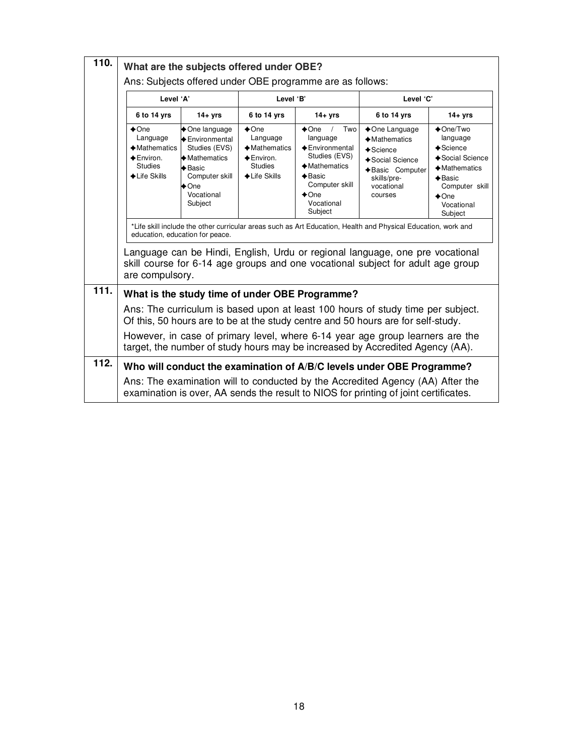**110. What are the subjects offered under OBE?**

Ans: Subjects offered under OBE programme are as follows:

| Level 'A' | | Level 'B' | | Level 'C' | |
|---|---|---|---|---|---|
| 6 to 14 yrs | 14+ yrs | 6 to 14 yrs | 14+ yrs | 6 to 14 yrs | 14+ yrs |
| ✦One Language<br>✦Mathematics<br>✦Environ. Studies<br>✦Life Skills | ✦One language<br>✦Environmental Studies (EVS)<br>✦Mathematics<br>✦Basic Computer skill<br>✦One Vocational Subject | ✦One Language<br>✦Mathematics<br>✦Environ. Studies<br>✦Life Skills | ✦One / Two language<br>✦Environmental Studies (EVS)<br>✦Mathematics<br>✦Basic Computer skill<br>✦One Vocational Subject | ✦One Language<br>✦Mathematics<br>✦Science<br>✦Social Science<br>✦Basic Computer skills/pre-vocational courses | ✦One/Two language<br>✦Science<br>✦Social Science<br>✦Mathematics<br>✦Basic Computer skill<br>✦One Vocational Subject |

*Life skill include the other curricular areas such as Art Education, Health and Physical Education, work and education, education for peace.

Language can be Hindi, English, Urdu or regional language, one pre vocational skill course for 6-14 age groups and one vocational subject for adult age group are compulsory.

**111. What is the study time of under OBE Programme?**

Ans: The curriculum is based upon at least 100 hours of study time per subject. Of this, 50 hours are to be at the study centre and 50 hours are for self-study.

However, in case of primary level, where 6-14 year age group learners are the target, the number of study hours may be increased by Accredited Agency (AA).

**112. Who will conduct the examination of A/B/C levels under OBE Programme?**

Ans: The examination will to conducted by the Accredited Agency (AA) After the examination is over, AA sends the result to NIOS for printing of joint certificates.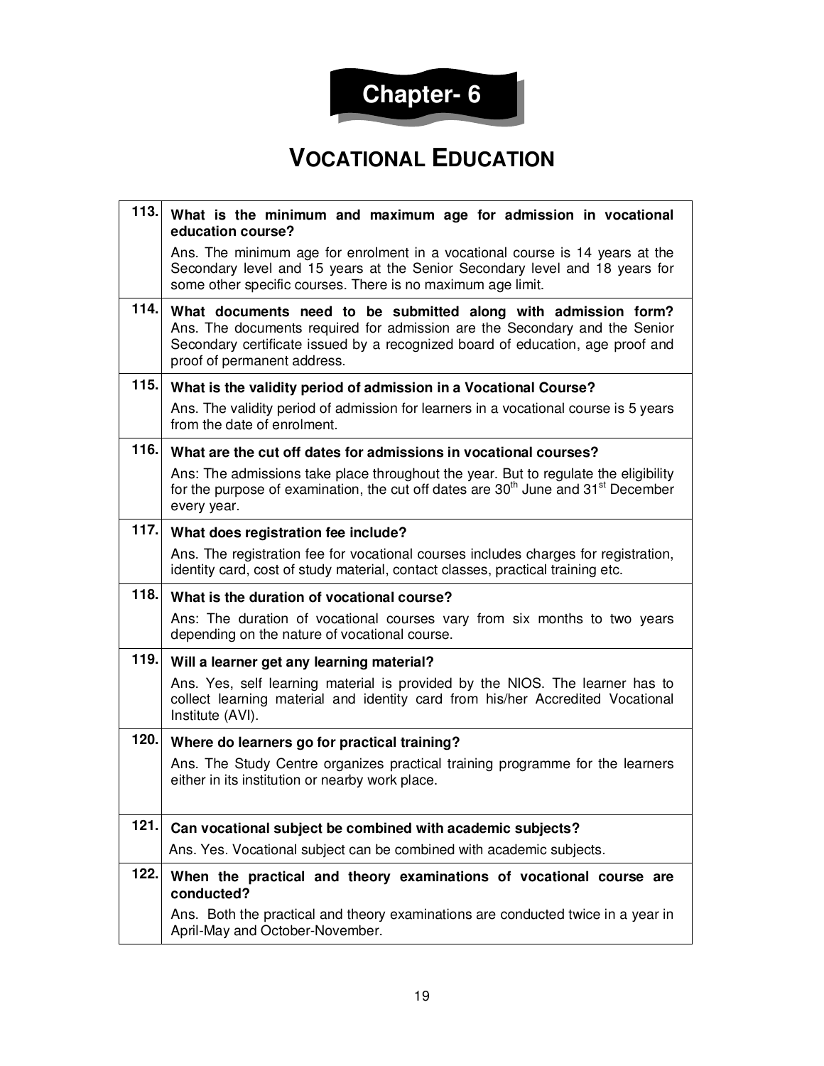# Chapter- 6

## VOCATIONAL EDUCATION

| | |
|---|---|
| 113. | **What is the minimum and maximum age for admission in vocational education course?**<br>Ans. The minimum age for enrolment in a vocational course is 14 years at the Secondary level and 15 years at the Senior Secondary level and 18 years for some other specific courses. There is no maximum age limit. |
| 114. | **What documents need to be submitted along with admission form?**<br>Ans. The documents required for admission are the Secondary and the Senior Secondary certificate issued by a recognized board of education, age proof and proof of permanent address. |
| 115. | **What is the validity period of admission in a Vocational Course?**<br>Ans. The validity period of admission for learners in a vocational course is 5 years from the date of enrolment. |
| 116. | **What are the cut off dates for admissions in vocational courses?**<br>Ans: The admissions take place throughout the year. But to regulate the eligibility for the purpose of examination, the cut off dates are 30th June and 31st December every year. |
| 117. | **What does registration fee include?**<br>Ans. The registration fee for vocational courses includes charges for registration, identity card, cost of study material, contact classes, practical training etc. |
| 118. | **What is the duration of vocational course?**<br>Ans: The duration of vocational courses vary from six months to two years depending on the nature of vocational course. |
| 119. | **Will a learner get any learning material?**<br>Ans. Yes, self learning material is provided by the NIOS. The learner has to collect learning material and identity card from his/her Accredited Vocational Institute (AVI). |
| 120. | **Where do learners go for practical training?**<br>Ans. The Study Centre organizes practical training programme for the learners either in its institution or nearby work place. |
| 121. | **Can vocational subject be combined with academic subjects?**<br>Ans. Yes. Vocational subject can be combined with academic subjects. |
| 122. | **When the practical and theory examinations of vocational course are conducted?**<br>Ans. Both the practical and theory examinations are conducted twice in a year in April-May and October-November. |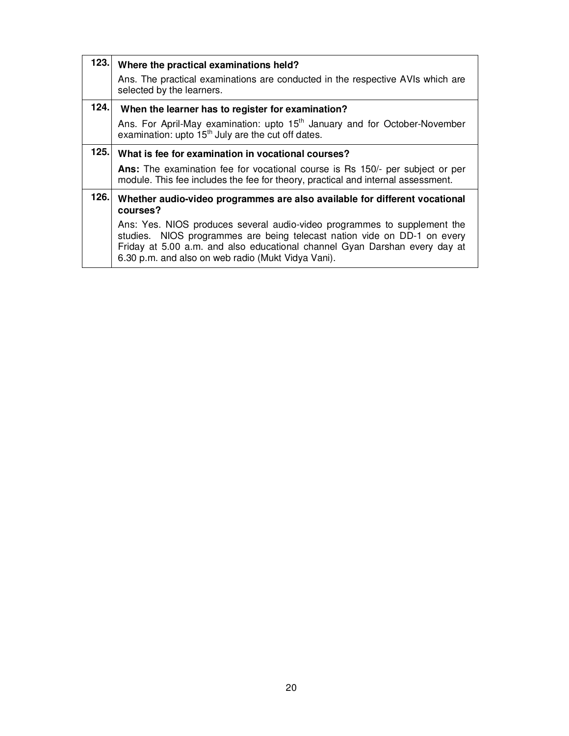| | |
|---|---|
| **123.** | **Where the practical examinations held?**<br><br>Ans. The practical examinations are conducted in the respective AVIs which are selected by the learners. |
| **124.** | **When the learner has to register for examination?**<br><br>Ans. For April-May examination: upto 15th January and for October-November examination: upto 15th July are the cut off dates. |
| **125.** | **What is fee for examination in vocational courses?**<br><br>**Ans:** The examination fee for vocational course is Rs 150/- per subject or per module. This fee includes the fee for theory, practical and internal assessment. |
| **126.** | **Whether audio-video programmes are also available for different vocational courses?**<br><br>Ans: Yes. NIOS produces several audio-video programmes to supplement the studies. NIOS programmes are being telecast nation vide on DD-1 on every Friday at 5.00 a.m. and also educational channel Gyan Darshan every day at 6.30 p.m. and also on web radio (Mukt Vidya Vani). |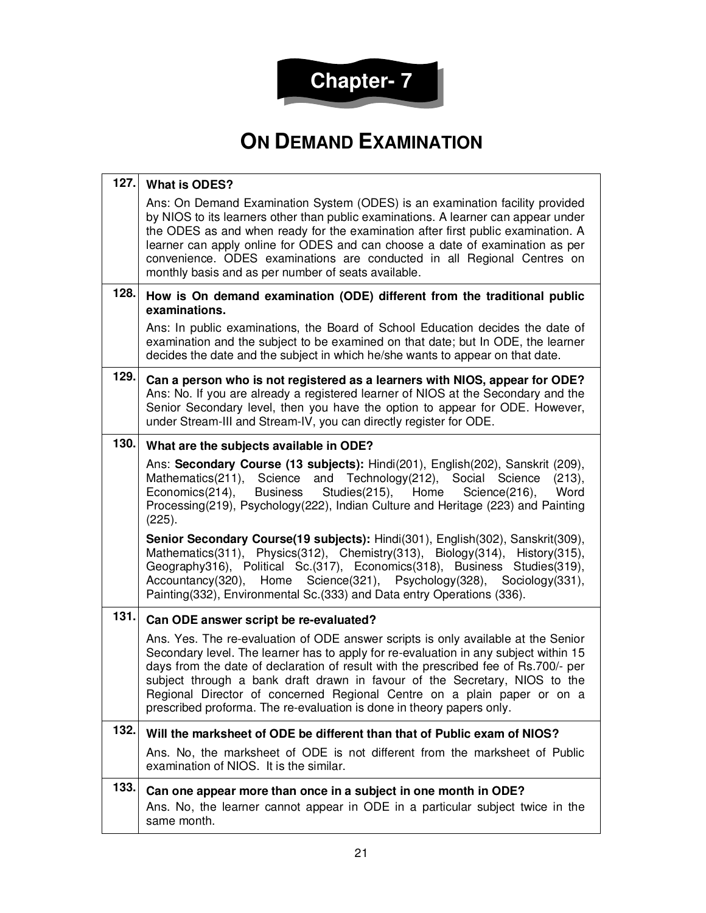# Chapter- 7

## ON DEMAND EXAMINATION

| | |
|---|---|
| **127.** | **What is ODES?**<br>Ans: On Demand Examination System (ODES) is an examination facility provided by NIOS to its learners other than public examinations. A learner can appear under the ODES as and when ready for the examination after first public examination. A learner can apply online for ODES and can choose a date of examination as per convenience. ODES examinations are conducted in all Regional Centres on monthly basis and as per number of seats available. |
| **128.** | **How is On demand examination (ODE) different from the traditional public examinations.**<br>Ans: In public examinations, the Board of School Education decides the date of examination and the subject to be examined on that date; but In ODE, the learner decides the date and the subject in which he/she wants to appear on that date. |
| **129.** | **Can a person who is not registered as a learners with NIOS, appear for ODE?**<br>Ans: No. If you are already a registered learner of NIOS at the Secondary and the Senior Secondary level, then you have the option to appear for ODE. However, under Stream-III and Stream-IV, you can directly register for ODE. |
| **130.** | **What are the subjects available in ODE?**<br>Ans: **Secondary Course (13 subjects):** Hindi(201), English(202), Sanskrit (209), Mathematics(211), Science and Technology(212), Social Science (213), Economics(214), Business Studies(215), Home Science(216), Word Processing(219), Psychology(222), Indian Culture and Heritage (223) and Painting (225).<br>**Senior Secondary Course(19 subjects):** Hindi(301), English(302), Sanskrit(309), Mathematics(311), Physics(312), Chemistry(313), Biology(314), History(315), Geography316), Political Sc.(317), Economics(318), Business Studies(319), Accountancy(320), Home Science(321), Psychology(328), Sociology(331), Painting(332), Environmental Sc.(333) and Data entry Operations (336). |
| **131.** | **Can ODE answer script be re-evaluated?**<br>Ans. Yes. The re-evaluation of ODE answer scripts is only available at the Senior Secondary level. The learner has to apply for re-evaluation in any subject within 15 days from the date of declaration of result with the prescribed fee of Rs.700/- per subject through a bank draft drawn in favour of the Secretary, NIOS to the Regional Director of concerned Regional Centre on a plain paper or on a prescribed proforma. The re-evaluation is done in theory papers only. |
| **132.** | **Will the marksheet of ODE be different than that of Public exam of NIOS?**<br>Ans. No, the marksheet of ODE is not different from the marksheet of Public examination of NIOS. It is the similar. |
| **133.** | **Can one appear more than once in a subject in one month in ODE?**<br>Ans. No, the learner cannot appear in ODE in a particular subject twice in the same month. |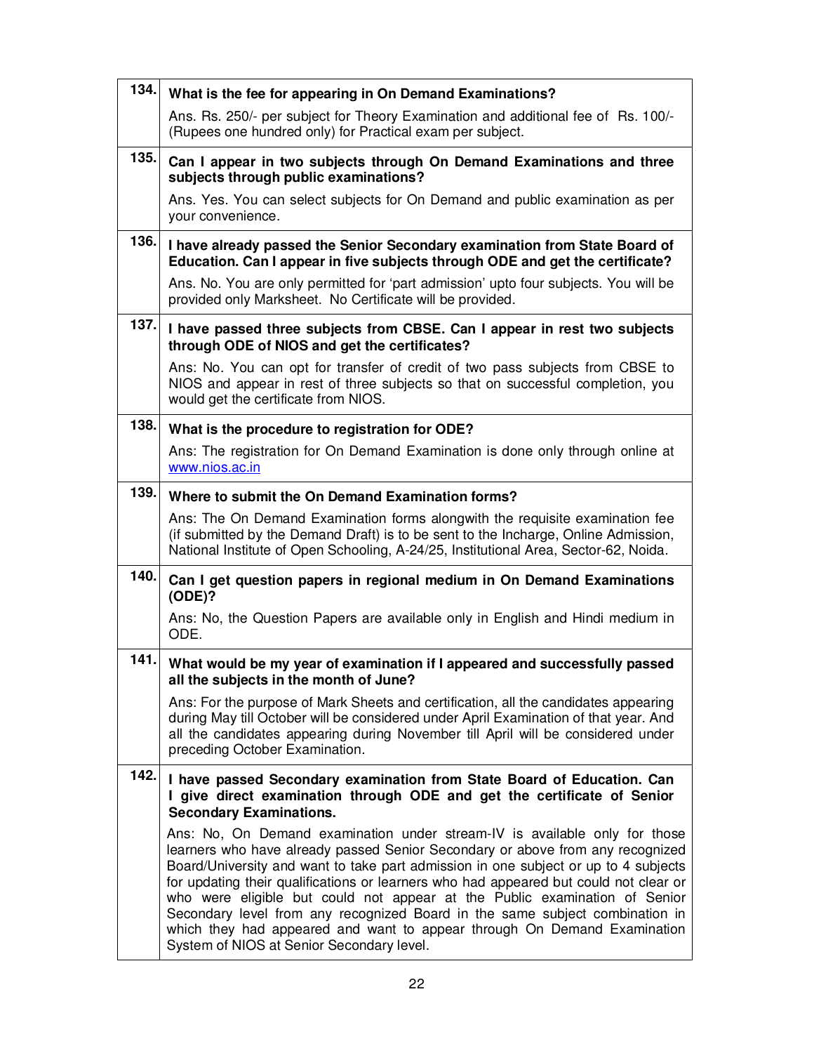| | |
|---|---|
| 134. | **What is the fee for appearing in On Demand Examinations?**<br><br>Ans. Rs. 250/- per subject for Theory Examination and additional fee of Rs. 100/- (Rupees one hundred only) for Practical exam per subject. |
| 135. | **Can I appear in two subjects through On Demand Examinations and three subjects through public examinations?**<br><br>Ans. Yes. You can select subjects for On Demand and public examination as per your convenience. |
| 136. | **I have already passed the Senior Secondary examination from State Board of Education. Can I appear in five subjects through ODE and get the certificate?**<br><br>Ans. No. You are only permitted for 'part admission' upto four subjects. You will be provided only Marksheet. No Certificate will be provided. |
| 137. | **I have passed three subjects from CBSE. Can I appear in rest two subjects through ODE of NIOS and get the certificates?**<br><br>Ans: No. You can opt for transfer of credit of two pass subjects from CBSE to NIOS and appear in rest of three subjects so that on successful completion, you would get the certificate from NIOS. |
| 138. | **What is the procedure to registration for ODE?**<br><br>Ans: The registration for On Demand Examination is done only through online at www.nios.ac.in |
| 139. | **Where to submit the On Demand Examination forms?**<br><br>Ans: The On Demand Examination forms alongwith the requisite examination fee (if submitted by the Demand Draft) is to be sent to the Incharge, Online Admission, National Institute of Open Schooling, A-24/25, Institutional Area, Sector-62, Noida. |
| 140. | **Can I get question papers in regional medium in On Demand Examinations (ODE)?**<br><br>Ans: No, the Question Papers are available only in English and Hindi medium in ODE. |
| 141. | **What would be my year of examination if I appeared and successfully passed all the subjects in the month of June?**<br><br>Ans: For the purpose of Mark Sheets and certification, all the candidates appearing during May till October will be considered under April Examination of that year. And all the candidates appearing during November till April will be considered under preceding October Examination. |
| 142. | **I have passed Secondary examination from State Board of Education. Can I give direct examination through ODE and get the certificate of Senior Secondary Examinations.**<br><br>Ans: No, On Demand examination under stream-IV is available only for those learners who have already passed Senior Secondary or above from any recognized Board/University and want to take part admission in one subject or up to 4 subjects for updating their qualifications or learners who had appeared but could not clear or who were eligible but could not appear at the Public examination of Senior Secondary level from any recognized Board in the same subject combination in which they had appeared and want to appear through On Demand Examination System of NIOS at Senior Secondary level. |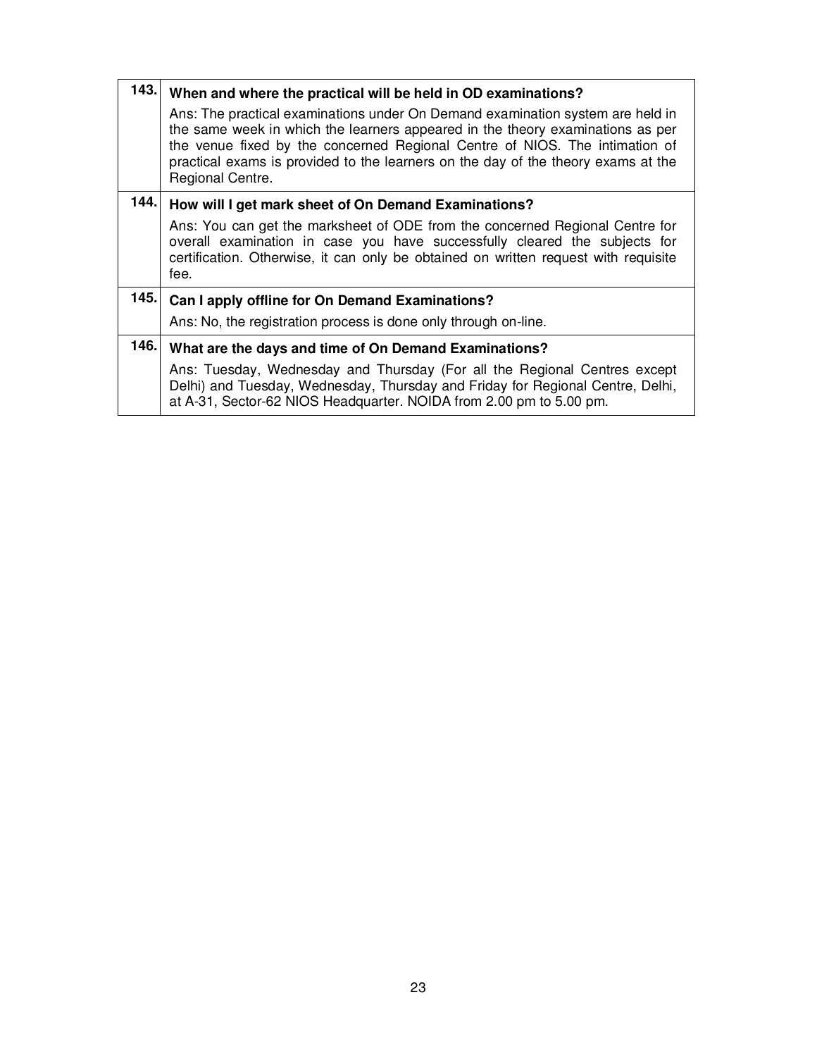| | |
|---|---|
| **143.** | **When and where the practical will be held in OD examinations?**<br>Ans: The practical examinations under On Demand examination system are held in the same week in which the learners appeared in the theory examinations as per the venue fixed by the concerned Regional Centre of NIOS. The intimation of practical exams is provided to the learners on the day of the theory exams at the Regional Centre. |
| **144.** | **How will I get mark sheet of On Demand Examinations?**<br>Ans: You can get the marksheet of ODE from the concerned Regional Centre for overall examination in case you have successfully cleared the subjects for certification. Otherwise, it can only be obtained on written request with requisite fee. |
| **145.** | **Can I apply offline for On Demand Examinations?**<br>Ans: No, the registration process is done only through on-line. |
| **146.** | **What are the days and time of On Demand Examinations?**<br>Ans: Tuesday, Wednesday and Thursday (For all the Regional Centres except Delhi) and Tuesday, Wednesday, Thursday and Friday for Regional Centre, Delhi, at A-31, Sector-62 NIOS Headquarter. NOIDA from 2.00 pm to 5.00 pm. |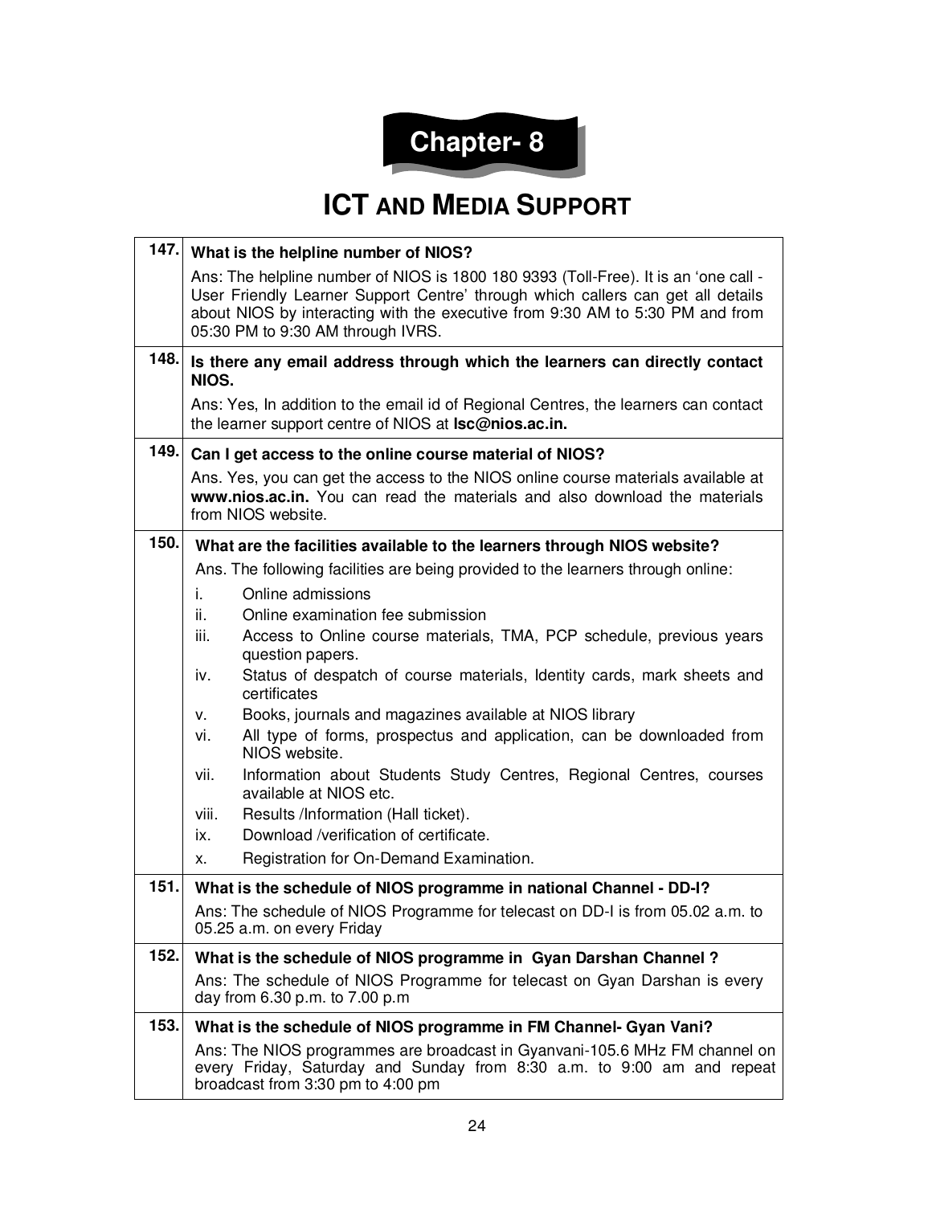# Chapter- 8

## ICT AND MEDIA SUPPORT

| | |
|---|---|
| **147.** | **What is the helpline number of NIOS?**<br>Ans: The helpline number of NIOS is 1800 180 9393 (Toll-Free). It is an 'one call - User Friendly Learner Support Centre' through which callers can get all details about NIOS by interacting with the executive from 9:30 AM to 5:30 PM and from 05:30 PM to 9:30 AM through IVRS. |
| **148.** | **Is there any email address through which the learners can directly contact NIOS.**<br>Ans: Yes, In addition to the email id of Regional Centres, the learners can contact the learner support centre of NIOS at **lsc@nios.ac.in.** |
| **149.** | **Can I get access to the online course material of NIOS?**<br>Ans. Yes, you can get the access to the NIOS online course materials available at **www.nios.ac.in.** You can read the materials and also download the materials from NIOS website. |
| **150.** | **What are the facilities available to the learners through NIOS website?**<br>Ans. The following facilities are being provided to the learners through online:<br>i. Online admissions<br>ii. Online examination fee submission<br>iii. Access to Online course materials, TMA, PCP schedule, previous years question papers.<br>iv. Status of despatch of course materials, Identity cards, mark sheets and certificates<br>v. Books, journals and magazines available at NIOS library<br>vi. All type of forms, prospectus and application, can be downloaded from NIOS website.<br>vii. Information about Students Study Centres, Regional Centres, courses available at NIOS etc.<br>viii. Results /Information (Hall ticket).<br>ix. Download /verification of certificate.<br>x. Registration for On-Demand Examination. |
| **151.** | **What is the schedule of NIOS programme in national Channel - DD-I?**<br>Ans: The schedule of NIOS Programme for telecast on DD-I is from 05.02 a.m. to 05.25 a.m. on every Friday |
| **152.** | **What is the schedule of NIOS programme in Gyan Darshan Channel ?**<br>Ans: The schedule of NIOS Programme for telecast on Gyan Darshan is every day from 6.30 p.m. to 7.00 p.m |
| **153.** | **What is the schedule of NIOS programme in FM Channel- Gyan Vani?**<br>Ans: The NIOS programmes are broadcast in Gyanvani-105.6 MHz FM channel on every Friday, Saturday and Sunday from 8:30 a.m. to 9:00 am and repeat broadcast from 3:30 pm to 4:00 pm |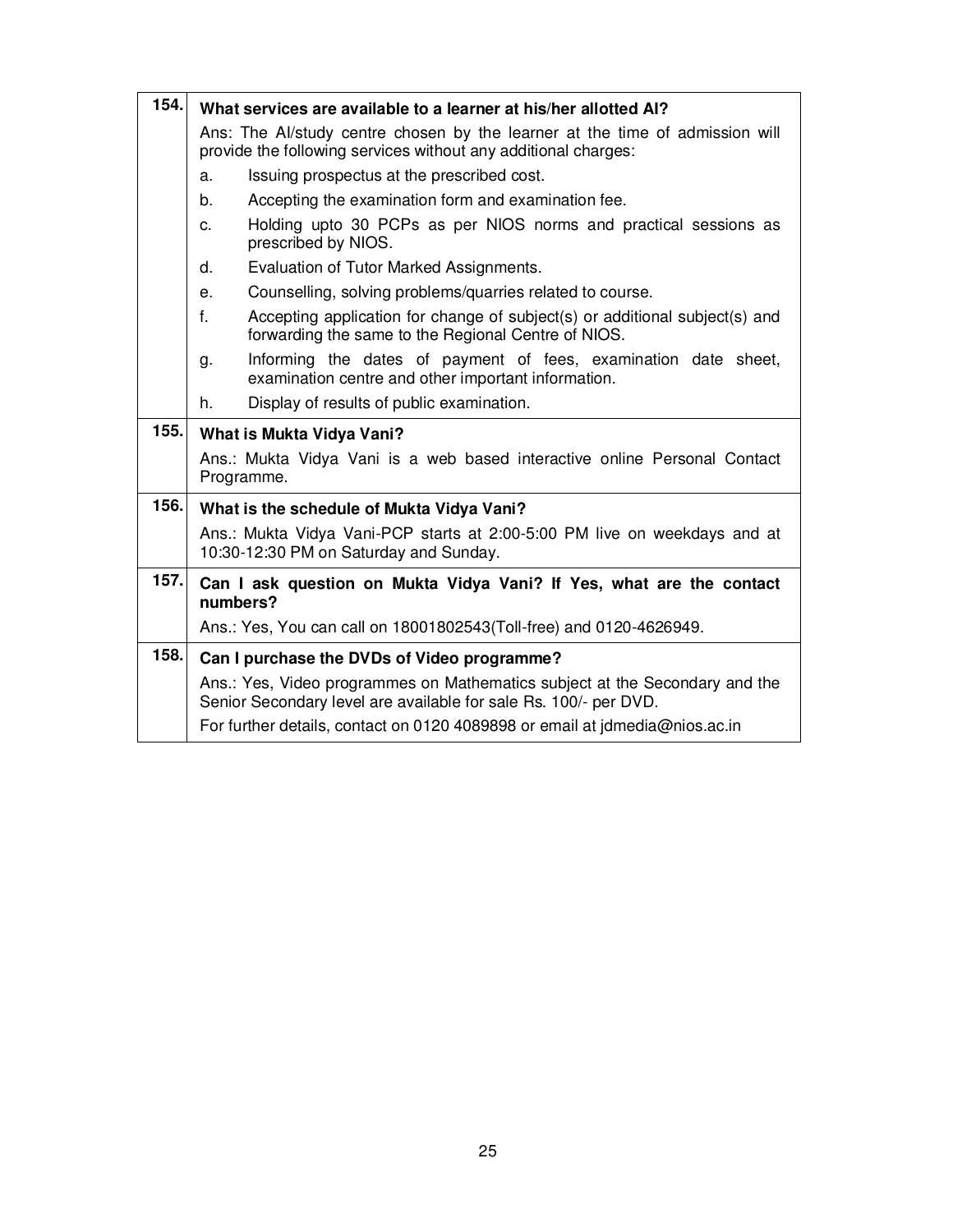| | |
|---|---|
| **154.** | **What services are available to a learner at his/her allotted AI?**<br>Ans: The AI/study centre chosen by the learner at the time of admission will provide the following services without any additional charges:<br>a. Issuing prospectus at the prescribed cost.<br>b. Accepting the examination form and examination fee.<br>c. Holding upto 30 PCPs as per NIOS norms and practical sessions as prescribed by NIOS.<br>d. Evaluation of Tutor Marked Assignments.<br>e. Counselling, solving problems/quarries related to course.<br>f. Accepting application for change of subject(s) or additional subject(s) and forwarding the same to the Regional Centre of NIOS.<br>g. Informing the dates of payment of fees, examination date sheet, examination centre and other important information.<br>h. Display of results of public examination. |
| **155.** | **What is Mukta Vidya Vani?**<br>Ans.: Mukta Vidya Vani is a web based interactive online Personal Contact Programme. |
| **156.** | **What is the schedule of Mukta Vidya Vani?**<br>Ans.: Mukta Vidya Vani-PCP starts at 2:00-5:00 PM live on weekdays and at 10:30-12:30 PM on Saturday and Sunday. |
| **157.** | **Can I ask question on Mukta Vidya Vani? If Yes, what are the contact numbers?**<br>Ans.: Yes, You can call on 18001802543(Toll-free) and 0120-4626949. |
| **158.** | **Can I purchase the DVDs of Video programme?**<br>Ans.: Yes, Video programmes on Mathematics subject at the Secondary and the Senior Secondary level are available for sale Rs. 100/- per DVD.<br>For further details, contact on 0120 4089898 or email at jdmedia@nios.ac.in |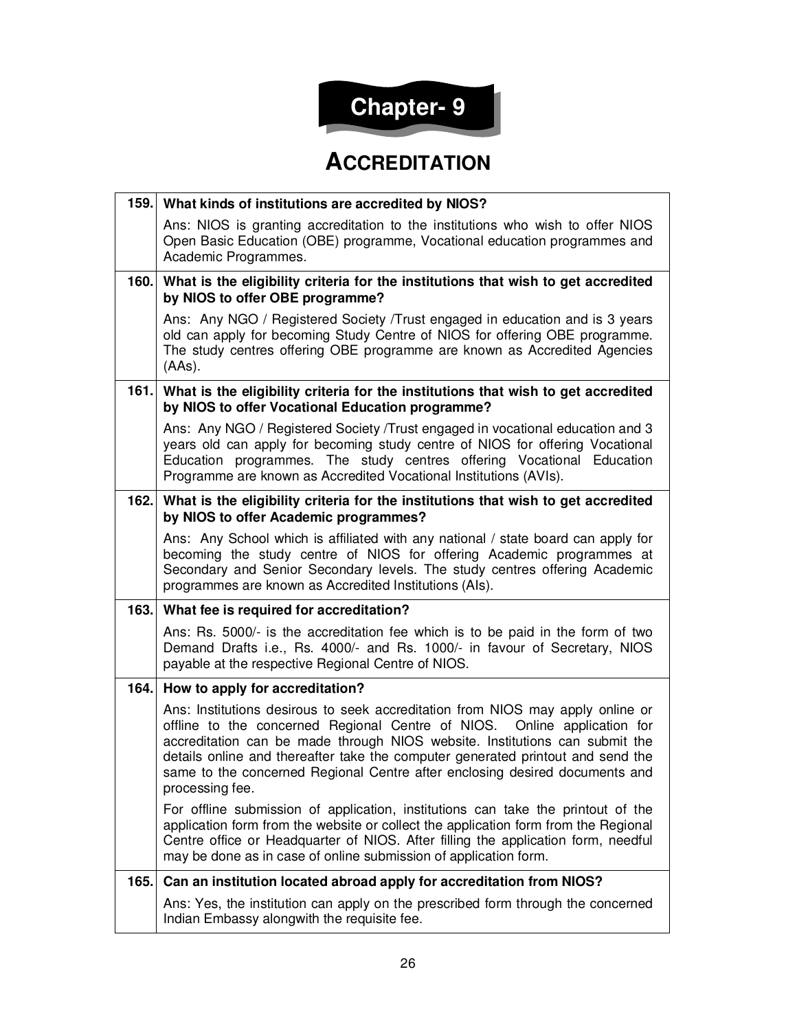# Chapter- 9

## ACCREDITATION

| | |
|---|---|
| **159.** | **What kinds of institutions are accredited by NIOS?**<br><br>Ans: NIOS is granting accreditation to the institutions who wish to offer NIOS Open Basic Education (OBE) programme, Vocational education programmes and Academic Programmes. |
| **160.** | **What is the eligibility criteria for the institutions that wish to get accredited by NIOS to offer OBE programme?**<br><br>Ans: Any NGO / Registered Society /Trust engaged in education and is 3 years old can apply for becoming Study Centre of NIOS for offering OBE programme. The study centres offering OBE programme are known as Accredited Agencies (AAs). |
| **161.** | **What is the eligibility criteria for the institutions that wish to get accredited by NIOS to offer Vocational Education programme?**<br><br>Ans: Any NGO / Registered Society /Trust engaged in vocational education and 3 years old can apply for becoming study centre of NIOS for offering Vocational Education programmes. The study centres offering Vocational Education Programme are known as Accredited Vocational Institutions (AVIs). |
| **162.** | **What is the eligibility criteria for the institutions that wish to get accredited by NIOS to offer Academic programmes?**<br><br>Ans: Any School which is affiliated with any national / state board can apply for becoming the study centre of NIOS for offering Academic programmes at Secondary and Senior Secondary levels. The study centres offering Academic programmes are known as Accredited Institutions (AIs). |
| **163.** | **What fee is required for accreditation?**<br><br>Ans: Rs. 5000/- is the accreditation fee which is to be paid in the form of two Demand Drafts i.e., Rs. 4000/- and Rs. 1000/- in favour of Secretary, NIOS payable at the respective Regional Centre of NIOS. |
| **164.** | **How to apply for accreditation?**<br><br>Ans: Institutions desirous to seek accreditation from NIOS may apply online or offline to the concerned Regional Centre of NIOS. Online application for accreditation can be made through NIOS website. Institutions can submit the details online and thereafter take the computer generated printout and send the same to the concerned Regional Centre after enclosing desired documents and processing fee.<br><br>For offline submission of application, institutions can take the printout of the application form from the website or collect the application form from the Regional Centre office or Headquarter of NIOS. After filling the application form, needful may be done as in case of online submission of application form. |
| **165.** | **Can an institution located abroad apply for accreditation from NIOS?**<br><br>Ans: Yes, the institution can apply on the prescribed form through the concerned Indian Embassy alongwith the requisite fee. |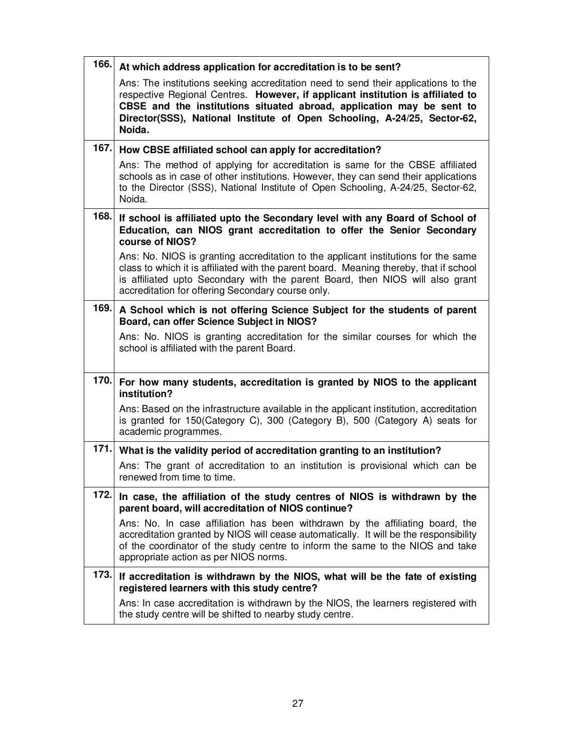| | |
|---|---|
| 166. | **At which address application for accreditation is to be sent?**<br><br>Ans: The institutions seeking accreditation need to send their applications to the respective Regional Centres. **However, if applicant institution is affiliated to CBSE and the institutions situated abroad, application may be sent to Director(SSS), National Institute of Open Schooling, A-24/25, Sector-62, Noida.** |
| 167. | **How CBSE affiliated school can apply for accreditation?**<br><br>Ans: The method of applying for accreditation is same for the CBSE affiliated schools as in case of other institutions. However, they can send their applications to the Director (SSS), National Institute of Open Schooling, A-24/25, Sector-62, Noida. |
| 168. | **If school is affiliated upto the Secondary level with any Board of School of Education, can NIOS grant accreditation to offer the Senior Secondary course of NIOS?**<br><br>Ans: No. NIOS is granting accreditation to the applicant institutions for the same class to which it is affiliated with the parent board. Meaning thereby, that if school is affiliated upto Secondary with the parent Board, then NIOS will also grant accreditation for offering Secondary course only. |
| 169. | **A School which is not offering Science Subject for the students of parent Board, can offer Science Subject in NIOS?**<br><br>Ans: No. NIOS is granting accreditation for the similar courses for which the school is affiliated with the parent Board. |
| 170. | **For how many students, accreditation is granted by NIOS to the applicant institution?**<br><br>Ans: Based on the infrastructure available in the applicant institution, accreditation is granted for 150(Category C), 300 (Category B), 500 (Category A) seats for academic programmes. |
| 171. | **What is the validity period of accreditation granting to an institution?**<br><br>Ans: The grant of accreditation to an institution is provisional which can be renewed from time to time. |
| 172. | **In case, the affiliation of the study centres of NIOS is withdrawn by the parent board, will accreditation of NIOS continue?**<br><br>Ans: No. In case affiliation has been withdrawn by the affiliating board, the accreditation granted by NIOS will cease automatically. It will be the responsibility of the coordinator of the study centre to inform the same to the NIOS and take appropriate action as per NIOS norms. |
| 173. | **If accreditation is withdrawn by the NIOS, what will be the fate of existing registered learners with this study centre?**<br><br>Ans: In case accreditation is withdrawn by the NIOS, the learners registered with the study centre will be shifted to nearby study centre. |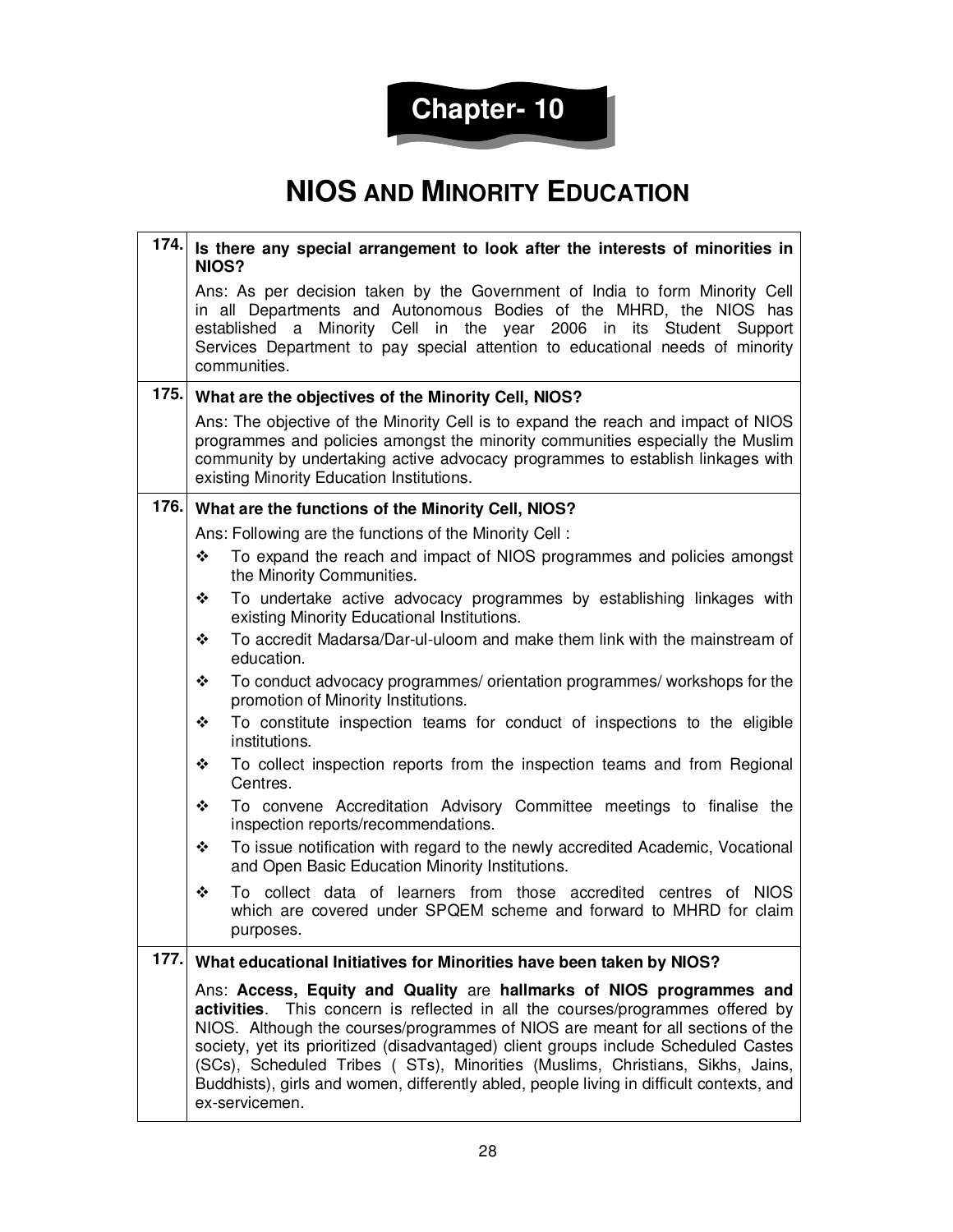# Chapter- 10

## NIOS AND MINORITY EDUCATION

**174. Is there any special arrangement to look after the interests of minorities in NIOS?**

Ans: As per decision taken by the Government of India to form Minority Cell in all Departments and Autonomous Bodies of the MHRD, the NIOS has established a Minority Cell in the year 2006 in its Student Support Services Department to pay special attention to educational needs of minority communities.

**175. What are the objectives of the Minority Cell, NIOS?**

Ans: The objective of the Minority Cell is to expand the reach and impact of NIOS programmes and policies amongst the minority communities especially the Muslim community by undertaking active advocacy programmes to establish linkages with existing Minority Education Institutions.

**176. What are the functions of the Minority Cell, NIOS?**

Ans: Following are the functions of the Minority Cell :

- To expand the reach and impact of NIOS programmes and policies amongst the Minority Communities.
- To undertake active advocacy programmes by establishing linkages with existing Minority Educational Institutions.
- To accredit Madarsa/Dar-ul-uloom and make them link with the mainstream of education.
- To conduct advocacy programmes/ orientation programmes/ workshops for the promotion of Minority Institutions.
- To constitute inspection teams for conduct of inspections to the eligible institutions.
- To collect inspection reports from the inspection teams and from Regional Centres.
- To convene Accreditation Advisory Committee meetings to finalise the inspection reports/recommendations.
- To issue notification with regard to the newly accredited Academic, Vocational and Open Basic Education Minority Institutions.
- To collect data of learners from those accredited centres of NIOS which are covered under SPQEM scheme and forward to MHRD for claim purposes.

**177. What educational Initiatives for Minorities have been taken by NIOS?**

Ans: **Access, Equity and Quality** are **hallmarks of NIOS programmes and activities**. This concern is reflected in all the courses/programmes offered by NIOS. Although the courses/programmes of NIOS are meant for all sections of the society, yet its prioritized (disadvantaged) client groups include Scheduled Castes (SCs), Scheduled Tribes ( STs), Minorities (Muslims, Christians, Sikhs, Jains, Buddhists), girls and women, differently abled, people living in difficult contexts, and ex-servicemen.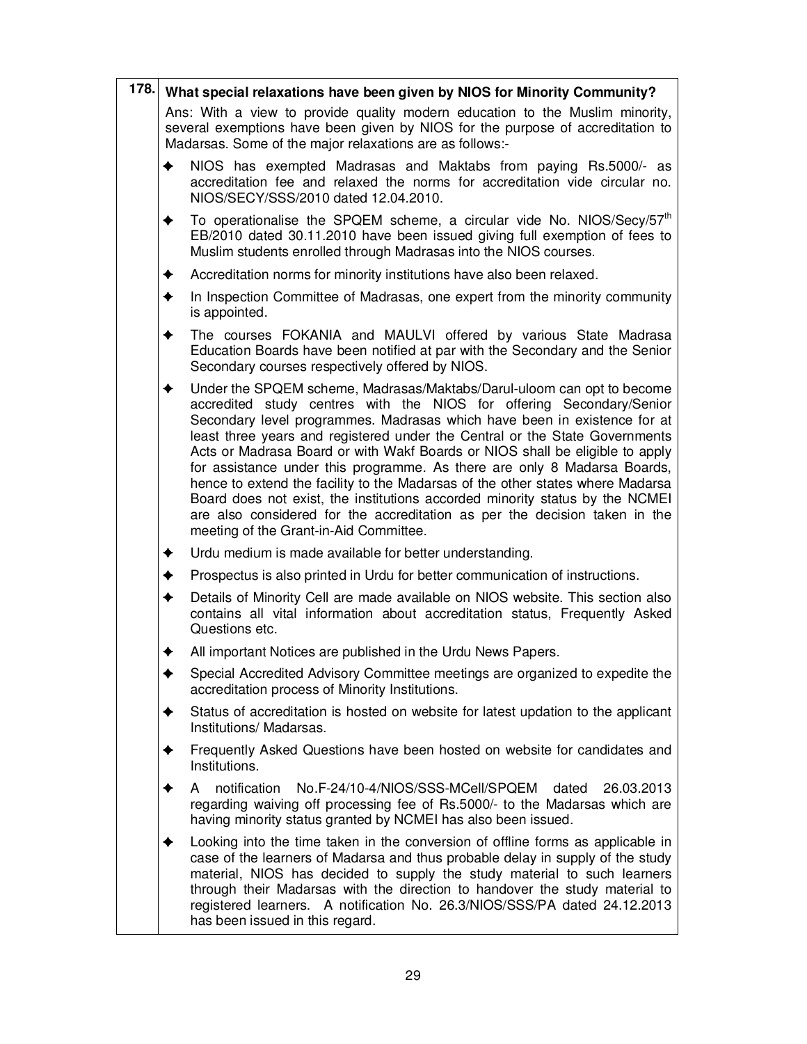**178. What special relaxations have been given by NIOS for Minority Community?**

Ans: With a view to provide quality modern education to the Muslim minority, several exemptions have been given by NIOS for the purpose of accreditation to Madarsas. Some of the major relaxations are as follows:-

- NIOS has exempted Madrasas and Maktabs from paying Rs.5000/- as accreditation fee and relaxed the norms for accreditation vide circular no. NIOS/SECY/SSS/2010 dated 12.04.2010.
- To operationalise the SPQEM scheme, a circular vide No. NIOS/Secy/57th EB/2010 dated 30.11.2010 have been issued giving full exemption of fees to Muslim students enrolled through Madrasas into the NIOS courses.
- Accreditation norms for minority institutions have also been relaxed.
- In Inspection Committee of Madrasas, one expert from the minority community is appointed.
- The courses FOKANIA and MAULVI offered by various State Madrasa Education Boards have been notified at par with the Secondary and the Senior Secondary courses respectively offered by NIOS.
- Under the SPQEM scheme, Madrasas/Maktabs/Darul-uloom can opt to become accredited study centres with the NIOS for offering Secondary/Senior Secondary level programmes. Madrasas which have been in existence for at least three years and registered under the Central or the State Governments Acts or Madrasa Board or with Wakf Boards or NIOS shall be eligible to apply for assistance under this programme. As there are only 8 Madarsa Boards, hence to extend the facility to the Madarsas of the other states where Madarsa Board does not exist, the institutions accorded minority status by the NCMEI are also considered for the accreditation as per the decision taken in the meeting of the Grant-in-Aid Committee.
- Urdu medium is made available for better understanding.
- Prospectus is also printed in Urdu for better communication of instructions.
- Details of Minority Cell are made available on NIOS website. This section also contains all vital information about accreditation status, Frequently Asked Questions etc.
- All important Notices are published in the Urdu News Papers.
- Special Accredited Advisory Committee meetings are organized to expedite the accreditation process of Minority Institutions.
- Status of accreditation is hosted on website for latest updation to the applicant Institutions/ Madarsas.
- Frequently Asked Questions have been hosted on website for candidates and Institutions.
- A notification No.F-24/10-4/NIOS/SSS-MCell/SPQEM dated 26.03.2013 regarding waiving off processing fee of Rs.5000/- to the Madarsas which are having minority status granted by NCMEI has also been issued.
- Looking into the time taken in the conversion of offline forms as applicable in case of the learners of Madarsa and thus probable delay in supply of the study material, NIOS has decided to supply the study material to such learners through their Madarsas with the direction to handover the study material to registered learners. A notification No. 26.3/NIOS/SSS/PA dated 24.12.2013 has been issued in this regard.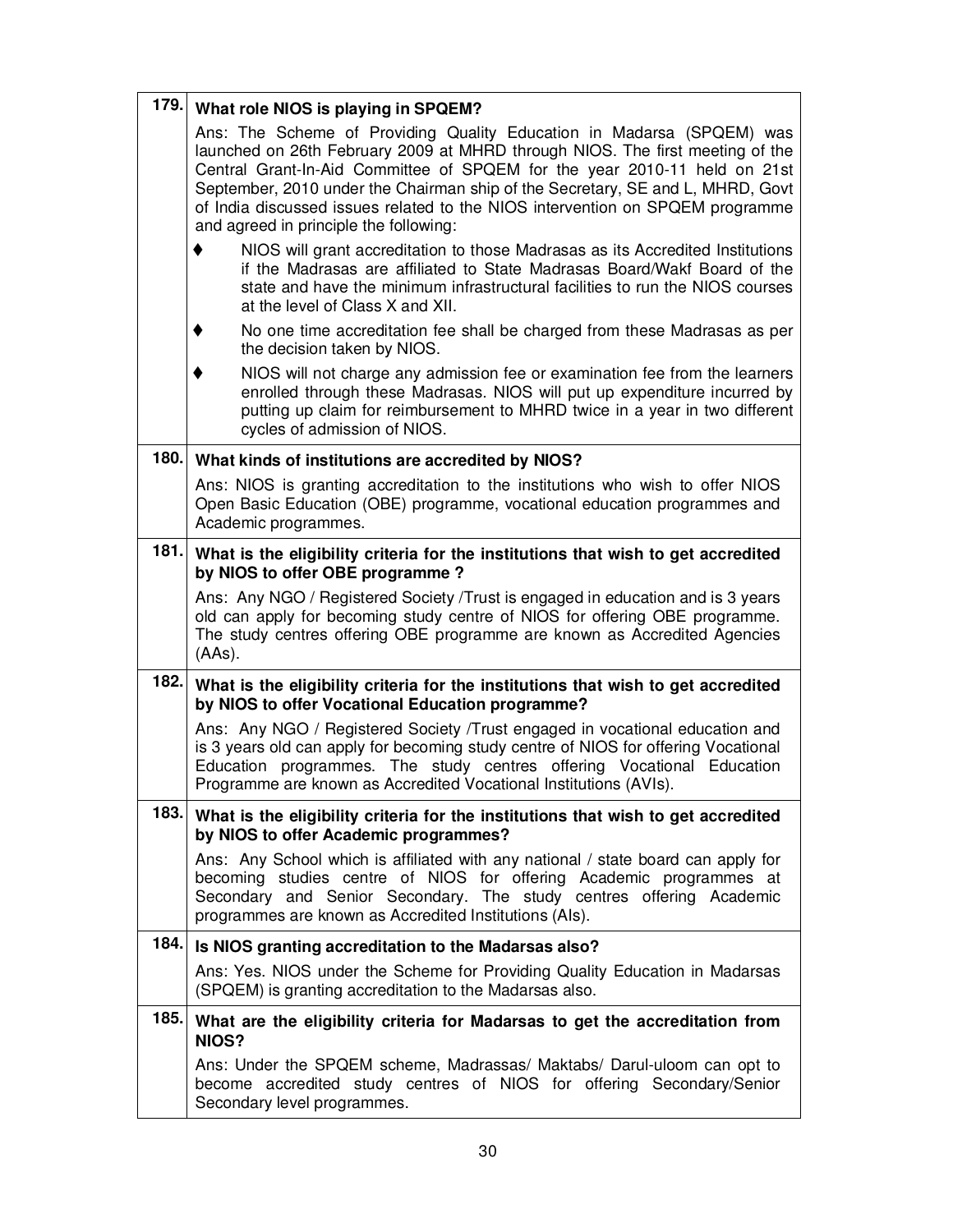**179. What role NIOS is playing in SPQEM?**

Ans: The Scheme of Providing Quality Education in Madarsa (SPQEM) was launched on 26th February 2009 at MHRD through NIOS. The first meeting of the Central Grant-In-Aid Committee of SPQEM for the year 2010-11 held on 21st September, 2010 under the Chairman ship of the Secretary, SE and L, MHRD, Govt of India discussed issues related to the NIOS intervention on SPQEM programme and agreed in principle the following:

- NIOS will grant accreditation to those Madrasas as its Accredited Institutions if the Madrasas are affiliated to State Madrasas Board/Wakf Board of the state and have the minimum infrastructural facilities to run the NIOS courses at the level of Class X and XII.
- No one time accreditation fee shall be charged from these Madrasas as per the decision taken by NIOS.
- NIOS will not charge any admission fee or examination fee from the learners enrolled through these Madrasas. NIOS will put up expenditure incurred by putting up claim for reimbursement to MHRD twice in a year in two different cycles of admission of NIOS.

**180. What kinds of institutions are accredited by NIOS?**

Ans: NIOS is granting accreditation to the institutions who wish to offer NIOS Open Basic Education (OBE) programme, vocational education programmes and Academic programmes.

**181. What is the eligibility criteria for the institutions that wish to get accredited by NIOS to offer OBE programme ?**

Ans: Any NGO / Registered Society /Trust is engaged in education and is 3 years old can apply for becoming study centre of NIOS for offering OBE programme. The study centres offering OBE programme are known as Accredited Agencies (AAs).

**182. What is the eligibility criteria for the institutions that wish to get accredited by NIOS to offer Vocational Education programme?**

Ans: Any NGO / Registered Society /Trust engaged in vocational education and is 3 years old can apply for becoming study centre of NIOS for offering Vocational Education programmes. The study centres offering Vocational Education Programme are known as Accredited Vocational Institutions (AVIs).

**183. What is the eligibility criteria for the institutions that wish to get accredited by NIOS to offer Academic programmes?**

Ans: Any School which is affiliated with any national / state board can apply for becoming studies centre of NIOS for offering Academic programmes at Secondary and Senior Secondary. The study centres offering Academic programmes are known as Accredited Institutions (AIs).

**184. Is NIOS granting accreditation to the Madarsas also?**

Ans: Yes. NIOS under the Scheme for Providing Quality Education in Madarsas (SPQEM) is granting accreditation to the Madarsas also.

**185. What are the eligibility criteria for Madarsas to get the accreditation from NIOS?**

Ans: Under the SPQEM scheme, Madrassas/ Maktabs/ Darul-uloom can opt to become accredited study centres of NIOS for offering Secondary/Senior Secondary level programmes.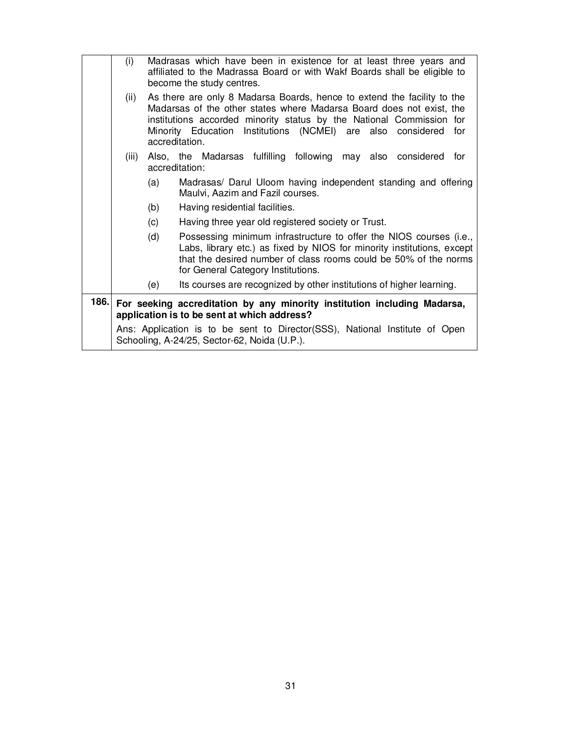| | |
|---|---|
| | (i) Madrasas which have been in existence for at least three years and affiliated to the Madrassa Board or with Wakf Boards shall be eligible to become the study centres.<br>(ii) As there are only 8 Madarsa Boards, hence to extend the facility to the Madarsas of the other states where Madarsa Board does not exist, the institutions accorded minority status by the National Commission for Minority Education Institutions (NCMEI) are also considered for accreditation.<br>(iii) Also, the Madarsas fulfilling following may also considered for accreditation:<br>(a) Madrasas/ Darul Uloom having independent standing and offering Maulvi, Aazim and Fazil courses.<br>(b) Having residential facilities.<br>(c) Having three year old registered society or Trust.<br>(d) Possessing minimum infrastructure to offer the NIOS courses (i.e., Labs, library etc.) as fixed by NIOS for minority institutions, except that the desired number of class rooms could be 50% of the norms for General Category Institutions.<br>(e) Its courses are recognized by other institutions of higher learning. |
| **186.** | **For seeking accreditation by any minority institution including Madarsa, application is to be sent at which address?**<br>Ans: Application is to be sent to Director(SSS), National Institute of Open Schooling, A-24/25, Sector-62, Noida (U.P.). |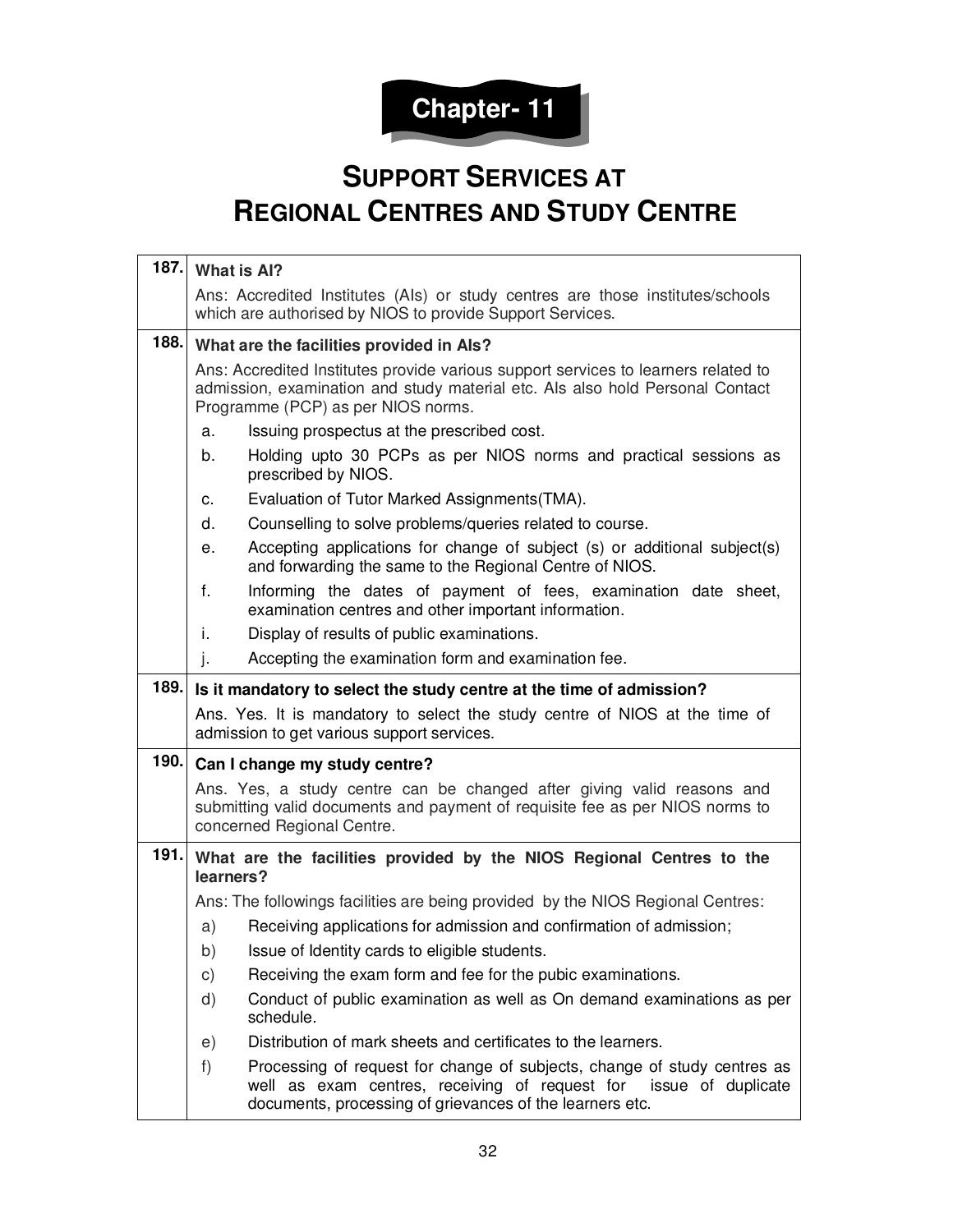# Chapter- 11

# SUPPORT SERVICES AT REGIONAL CENTRES AND STUDY CENTRE

**187. What is AI?**

Ans: Accredited Institutes (AIs) or study centres are those institutes/schools which are authorised by NIOS to provide Support Services.

**188. What are the facilities provided in AIs?**

Ans: Accredited Institutes provide various support services to learners related to admission, examination and study material etc. AIs also hold Personal Contact Programme (PCP) as per NIOS norms.

a. Issuing prospectus at the prescribed cost.

b. Holding upto 30 PCPs as per NIOS norms and practical sessions as prescribed by NIOS.

c. Evaluation of Tutor Marked Assignments(TMA).

d. Counselling to solve problems/queries related to course.

e. Accepting applications for change of subject (s) or additional subject(s) and forwarding the same to the Regional Centre of NIOS.

f. Informing the dates of payment of fees, examination date sheet, examination centres and other important information.

i. Display of results of public examinations.

j. Accepting the examination form and examination fee.

**189. Is it mandatory to select the study centre at the time of admission?**

Ans. Yes. It is mandatory to select the study centre of NIOS at the time of admission to get various support services.

**190. Can I change my study centre?**

Ans. Yes, a study centre can be changed after giving valid reasons and submitting valid documents and payment of requisite fee as per NIOS norms to concerned Regional Centre.

**191. What are the facilities provided by the NIOS Regional Centres to the learners?**

Ans: The followings facilities are being provided by the NIOS Regional Centres:

a) Receiving applications for admission and confirmation of admission;

b) Issue of Identity cards to eligible students.

c) Receiving the exam form and fee for the pubic examinations.

d) Conduct of public examination as well as On demand examinations as per schedule.

e) Distribution of mark sheets and certificates to the learners.

f) Processing of request for change of subjects, change of study centres as well as exam centres, receiving of request for issue of duplicate documents, processing of grievances of the learners etc.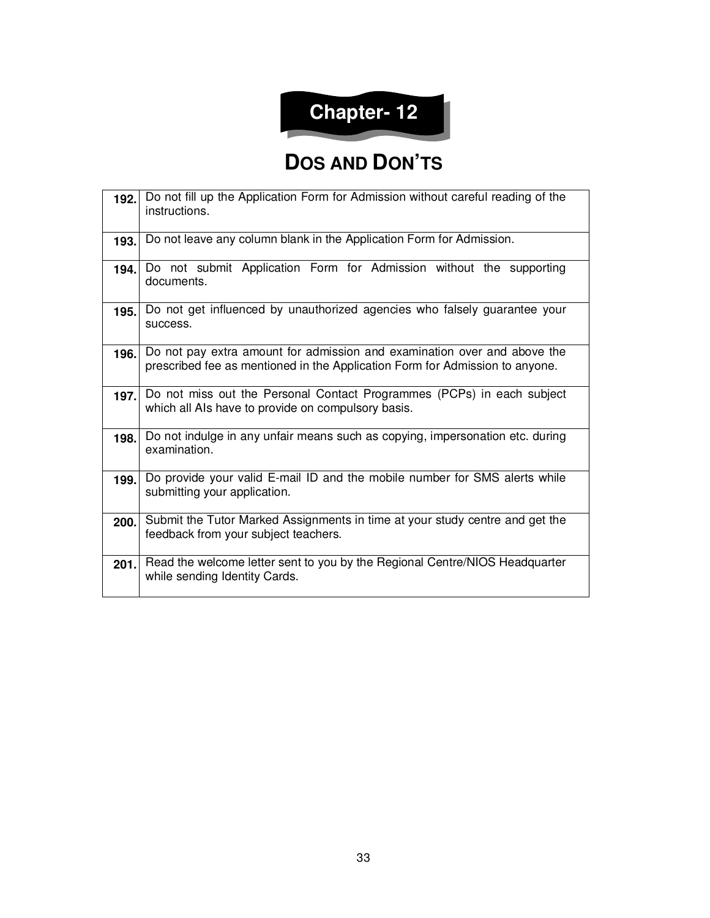# Chapter- 12

## DOS AND DON'TS

| | |
|---|---|
| **192.** | Do not fill up the Application Form for Admission without careful reading of the instructions. |
| **193.** | Do not leave any column blank in the Application Form for Admission. |
| **194.** | Do not submit Application Form for Admission without the supporting documents. |
| **195.** | Do not get influenced by unauthorized agencies who falsely guarantee your success. |
| **196.** | Do not pay extra amount for admission and examination over and above the prescribed fee as mentioned in the Application Form for Admission to anyone. |
| **197.** | Do not miss out the Personal Contact Programmes (PCPs) in each subject which all AIs have to provide on compulsory basis. |
| **198.** | Do not indulge in any unfair means such as copying, impersonation etc. during examination. |
| **199.** | Do provide your valid E-mail ID and the mobile number for SMS alerts while submitting your application. |
| **200.** | Submit the Tutor Marked Assignments in time at your study centre and get the feedback from your subject teachers. |
| **201.** | Read the welcome letter sent to you by the Regional Centre/NIOS Headquarter while sending Identity Cards. |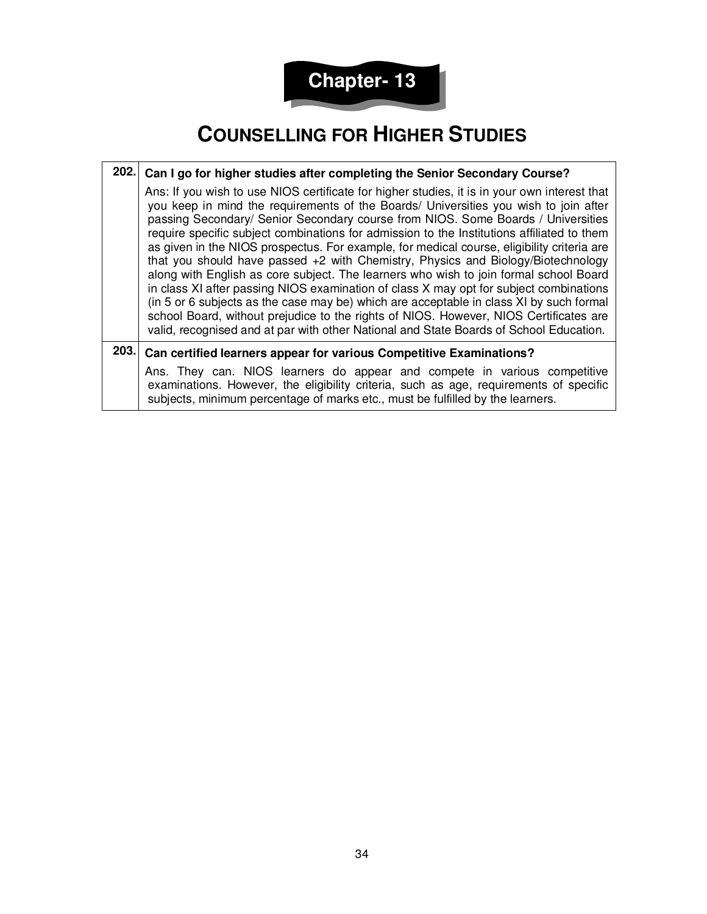# Chapter- 13

## COUNSELLING FOR HIGHER STUDIES

| | |
|---|---|
| **202.** | **Can I go for higher studies after completing the Senior Secondary Course?**<br>Ans: If you wish to use NIOS certificate for higher studies, it is in your own interest that you keep in mind the requirements of the Boards/ Universities you wish to join after passing Secondary/ Senior Secondary course from NIOS. Some Boards / Universities require specific subject combinations for admission to the Institutions affiliated to them as given in the NIOS prospectus. For example, for medical course, eligibility criteria are that you should have passed +2 with Chemistry, Physics and Biology/Biotechnology along with English as core subject. The learners who wish to join formal school Board in class XI after passing NIOS examination of class X may opt for subject combinations (in 5 or 6 subjects as the case may be) which are acceptable in class XI by such formal school Board, without prejudice to the rights of NIOS. However, NIOS Certificates are valid, recognised and at par with other National and State Boards of School Education. |
| **203.** | **Can certified learners appear for various Competitive Examinations?**<br>Ans. They can. NIOS learners do appear and compete in various competitive examinations. However, the eligibility criteria, such as age, requirements of specific subjects, minimum percentage of marks etc., must be fulfilled by the learners. |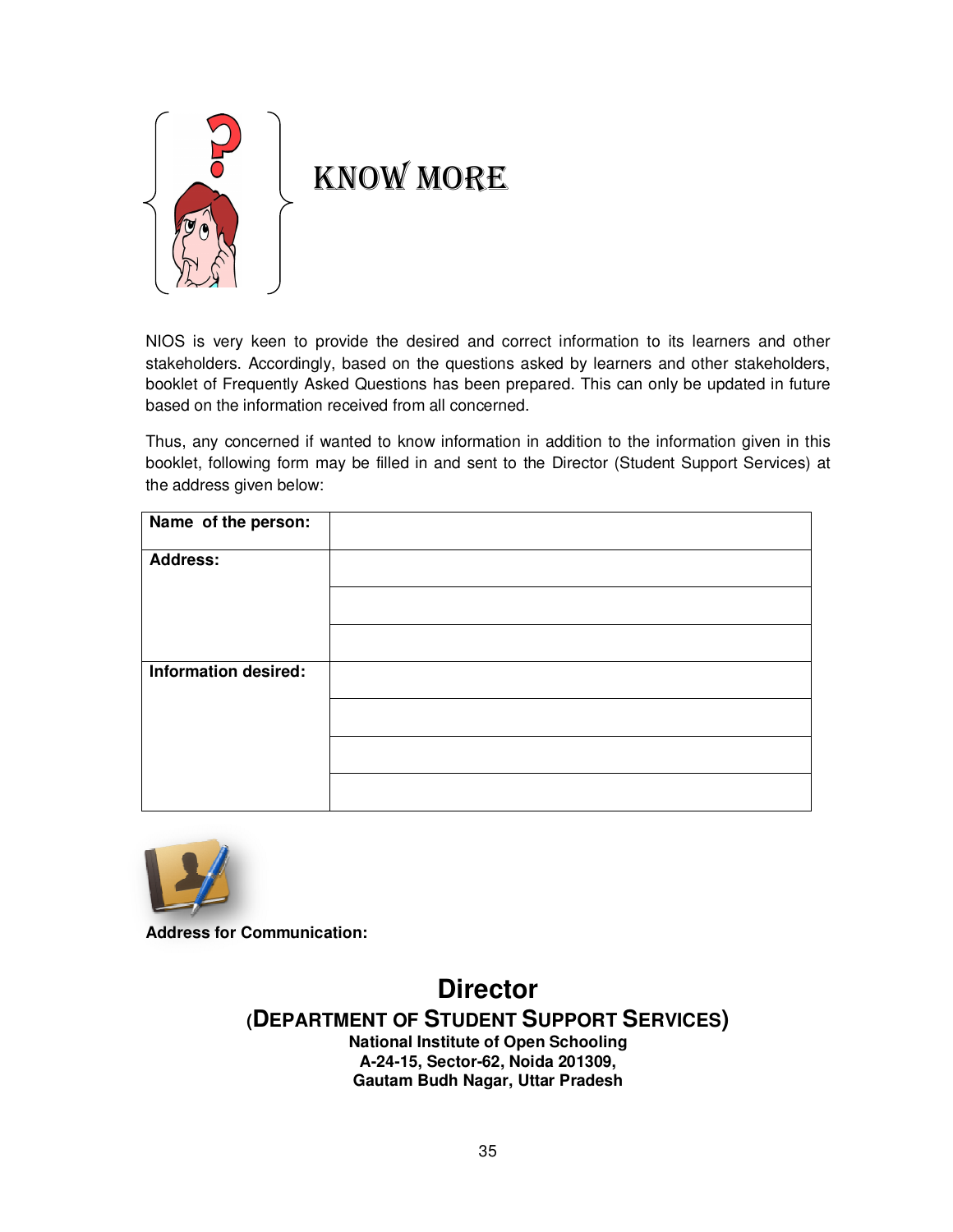# KNOW MORE

NIOS is very keen to provide the desired and correct information to its learners and other stakeholders. Accordingly, based on the questions asked by learners and other stakeholders, booklet of Frequently Asked Questions has been prepared. This can only be updated in future based on the information received from all concerned.

Thus, any concerned if wanted to know information in addition to the information given in this booklet, following form may be filled in and sent to the Director (Student Support Services) at the address given below:

| **Name of the person:** | |
|---|---|
| **Address:** | |
| | |
| | |
| **Information desired:** | |
| | |
| | |
| | |

**Address for Communication:**

**Director**

**(DEPARTMENT OF STUDENT SUPPORT SERVICES)**

**National Institute of Open Schooling**
**A-24-15, Sector-62, Noida 201309,**
**Gautam Budh Nagar, Uttar Pradesh**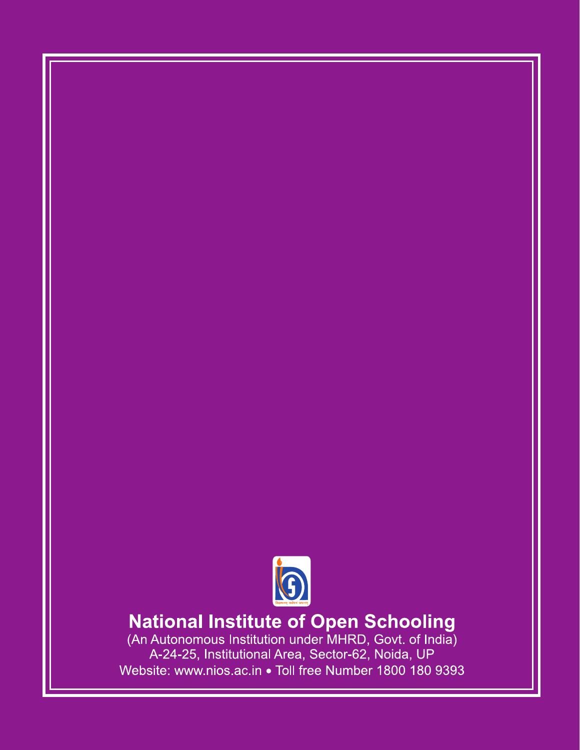**National Institute of Open Schooling**

(An Autonomous Institution under MHRD, Govt. of India)

A-24-25, Institutional Area, Sector-62, Noida, UP

Website: www.nios.ac.in • Toll free Number 1800 180 9393